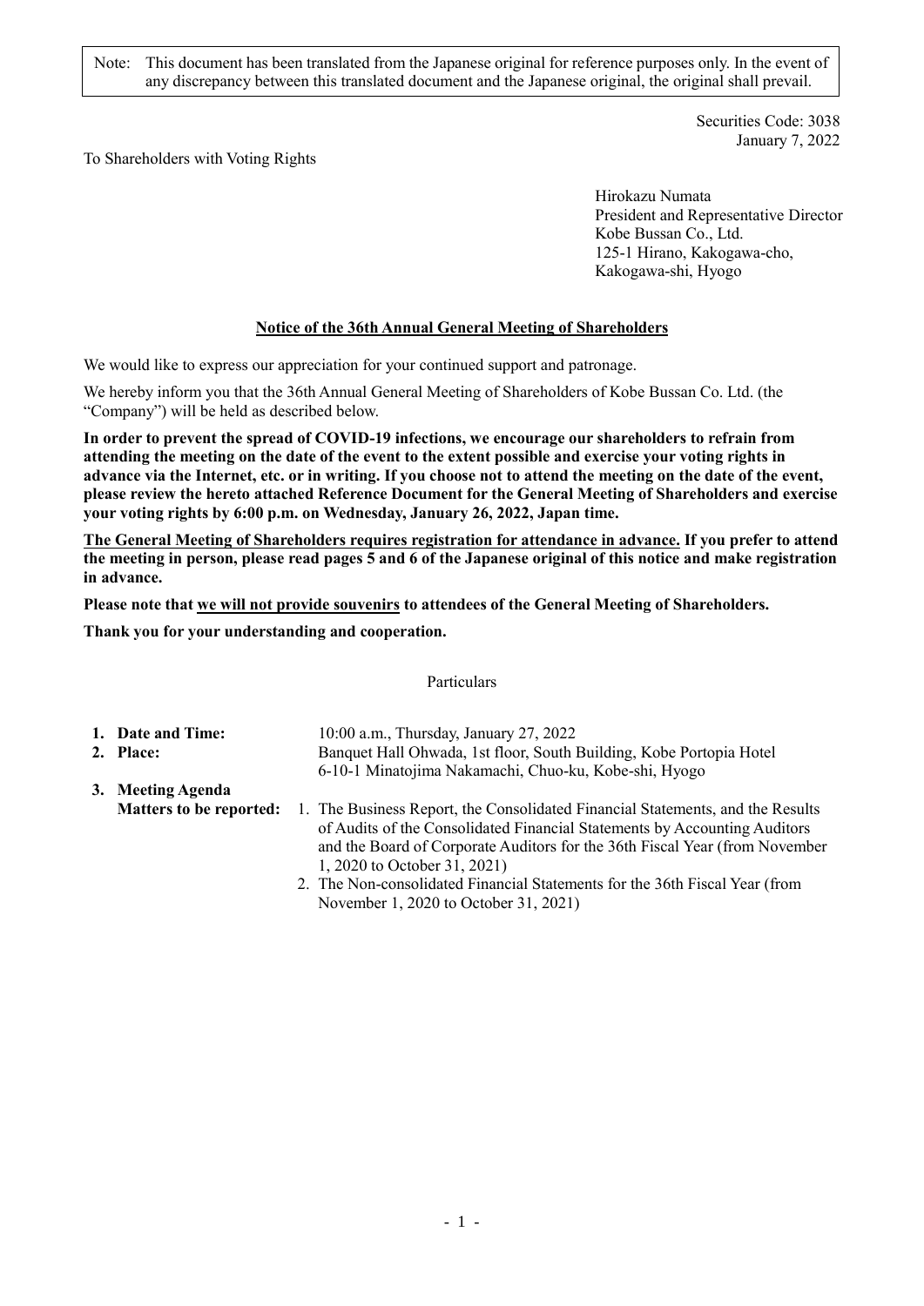Note: This document has been translated from the Japanese original for reference purposes only. In the event of any discrepancy between this translated document and the Japanese original, the original shall prevail.

Securities Code: 3038
January 7, 2022

To Shareholders with Voting Rights

Hirokazu Numata
President and Representative Director
Kobe Bussan Co., Ltd.
125-1 Hirano, Kakogawa-cho,
Kakogawa-shi, Hyogo

## Notice of the 36th Annual General Meeting of Shareholders

We would like to express our appreciation for your continued support and patronage.

We hereby inform you that the 36th Annual General Meeting of Shareholders of Kobe Bussan Co. Ltd. (the "Company") will be held as described below.

**In order to prevent the spread of COVID-19 infections, we encourage our shareholders to refrain from attending the meeting on the date of the event to the extent possible and exercise your voting rights in advance via the Internet, etc. or in writing. If you choose not to attend the meeting on the date of the event, please review the hereto attached Reference Document for the General Meeting of Shareholders and exercise your voting rights by 6:00 p.m. on Wednesday, January 26, 2022, Japan time.**

**The General Meeting of Shareholders requires registration for attendance in advance. If you prefer to attend the meeting in person, please read pages 5 and 6 of the Japanese original of this notice and make registration in advance.**

**Please note that we will not provide souvenirs to attendees of the General Meeting of Shareholders.**

**Thank you for your understanding and cooperation.**

Particulars

1. **Date and Time:** 10:00 a.m., Thursday, January 27, 2022
2. **Place:** Banquet Hall Ohwada, 1st floor, South Building, Kobe Portopia Hotel
   6-10-1 Minatojima Nakamachi, Chuo-ku, Kobe-shi, Hyogo
3. **Meeting Agenda**
   **Matters to be reported:**
   1. The Business Report, the Consolidated Financial Statements, and the Results of Audits of the Consolidated Financial Statements by Accounting Auditors and the Board of Corporate Auditors for the 36th Fiscal Year (from November 1, 2020 to October 31, 2021)
   2. The Non-consolidated Financial Statements for the 36th Fiscal Year (from November 1, 2020 to October 31, 2021)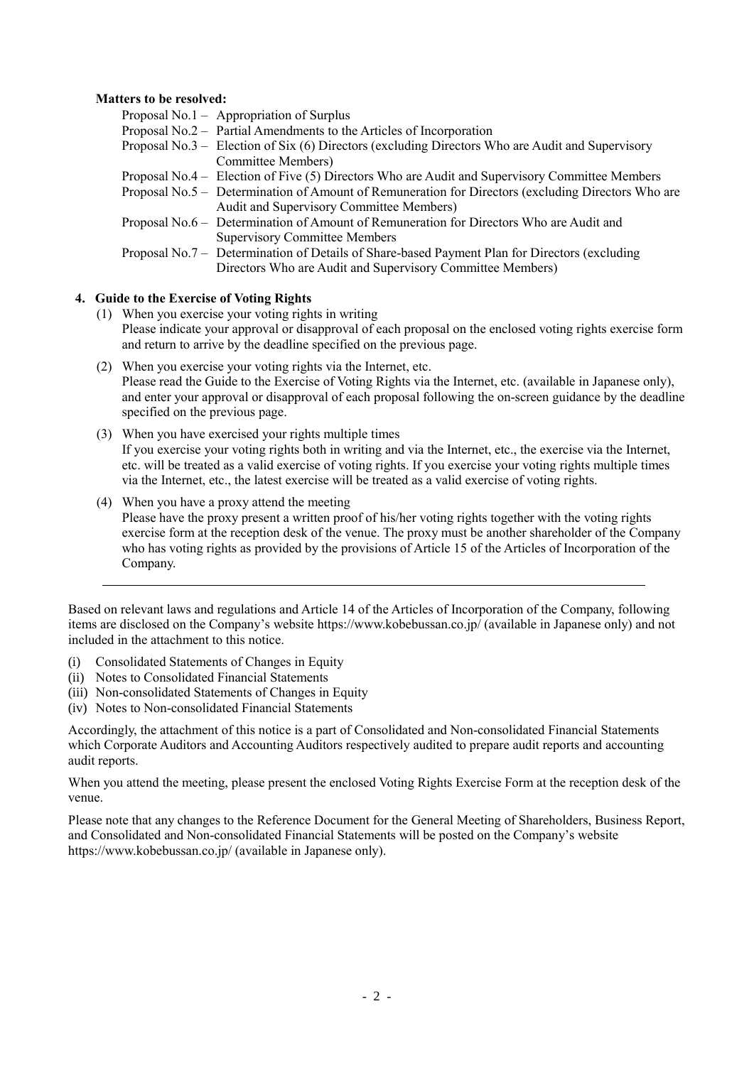**Matters to be resolved:**

Proposal No.1 – Appropriation of Surplus

Proposal No.2 – Partial Amendments to the Articles of Incorporation

Proposal No.3 – Election of Six (6) Directors (excluding Directors Who are Audit and Supervisory Committee Members)

Proposal No.4 – Election of Five (5) Directors Who are Audit and Supervisory Committee Members

Proposal No.5 – Determination of Amount of Remuneration for Directors (excluding Directors Who are Audit and Supervisory Committee Members)

Proposal No.6 – Determination of Amount of Remuneration for Directors Who are Audit and Supervisory Committee Members

Proposal No.7 – Determination of Details of Share-based Payment Plan for Directors (excluding Directors Who are Audit and Supervisory Committee Members)

**4. Guide to the Exercise of Voting Rights**

(1) When you exercise your voting rights in writing
Please indicate your approval or disapproval of each proposal on the enclosed voting rights exercise form and return to arrive by the deadline specified on the previous page.

(2) When you exercise your voting rights via the Internet, etc.
Please read the Guide to the Exercise of Voting Rights via the Internet, etc. (available in Japanese only), and enter your approval or disapproval of each proposal following the on-screen guidance by the deadline specified on the previous page.

(3) When you have exercised your rights multiple times
If you exercise your voting rights both in writing and via the Internet, etc., the exercise via the Internet, etc. will be treated as a valid exercise of voting rights. If you exercise your voting rights multiple times via the Internet, etc., the latest exercise will be treated as a valid exercise of voting rights.

(4) When you have a proxy attend the meeting
Please have the proxy present a written proof of his/her voting rights together with the voting rights exercise form at the reception desk of the venue. The proxy must be another shareholder of the Company who has voting rights as provided by the provisions of Article 15 of the Articles of Incorporation of the Company.

---

Based on relevant laws and regulations and Article 14 of the Articles of Incorporation of the Company, following items are disclosed on the Company's website https://www.kobebussan.co.jp/ (available in Japanese only) and not included in the attachment to this notice.

(i) Consolidated Statements of Changes in Equity
(ii) Notes to Consolidated Financial Statements
(iii) Non-consolidated Statements of Changes in Equity
(iv) Notes to Non-consolidated Financial Statements

Accordingly, the attachment of this notice is a part of Consolidated and Non-consolidated Financial Statements which Corporate Auditors and Accounting Auditors respectively audited to prepare audit reports and accounting audit reports.

When you attend the meeting, please present the enclosed Voting Rights Exercise Form at the reception desk of the venue.

Please note that any changes to the Reference Document for the General Meeting of Shareholders, Business Report, and Consolidated and Non-consolidated Financial Statements will be posted on the Company's website https://www.kobebussan.co.jp/ (available in Japanese only).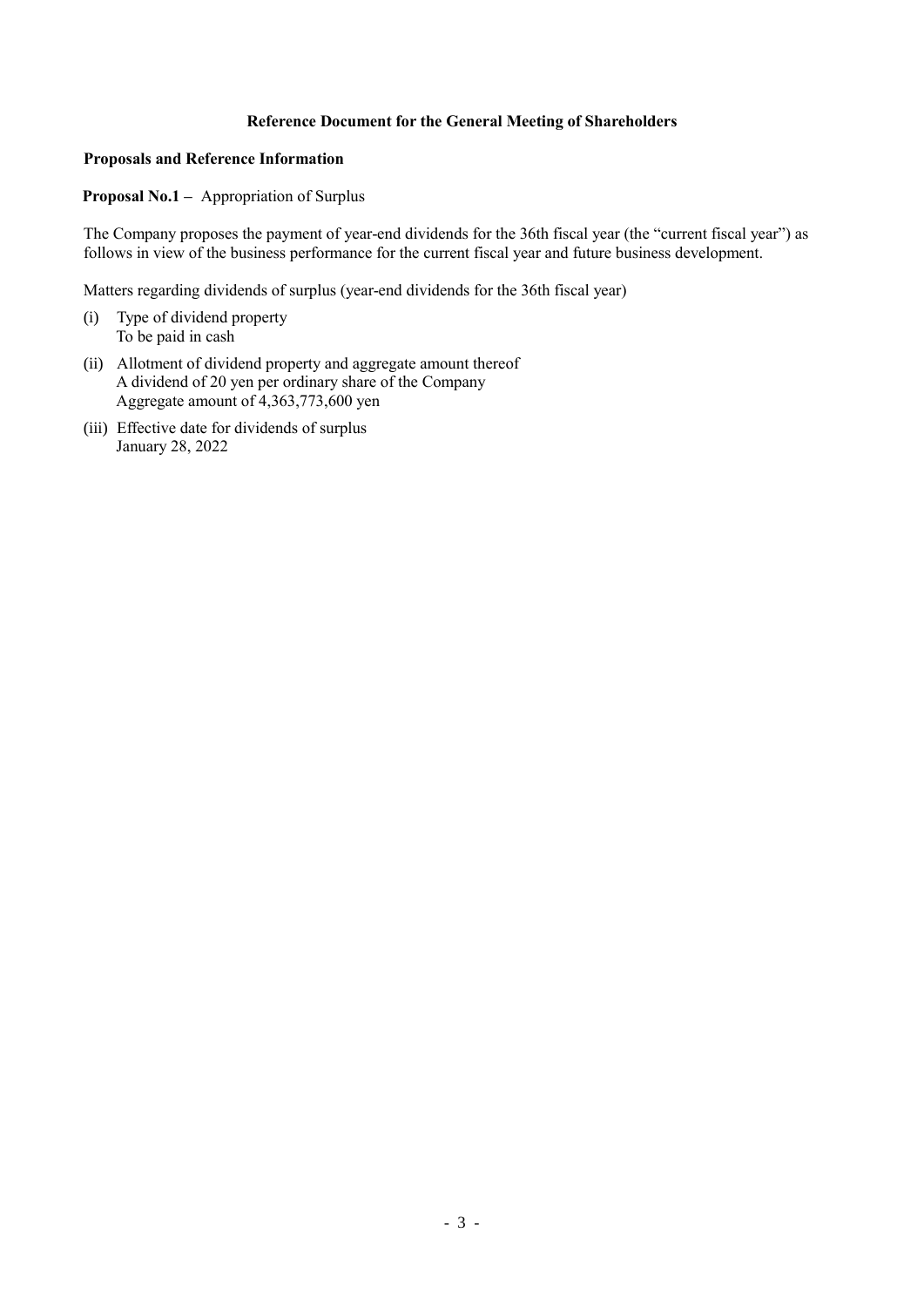# Reference Document for the General Meeting of Shareholders

## Proposals and Reference Information

**Proposal No.1 –** Appropriation of Surplus

The Company proposes the payment of year-end dividends for the 36th fiscal year (the "current fiscal year") as follows in view of the business performance for the current fiscal year and future business development.

Matters regarding dividends of surplus (year-end dividends for the 36th fiscal year)

(i) Type of dividend property
To be paid in cash

(ii) Allotment of dividend property and aggregate amount thereof
A dividend of 20 yen per ordinary share of the Company
Aggregate amount of 4,363,773,600 yen

(iii) Effective date for dividends of surplus
January 28, 2022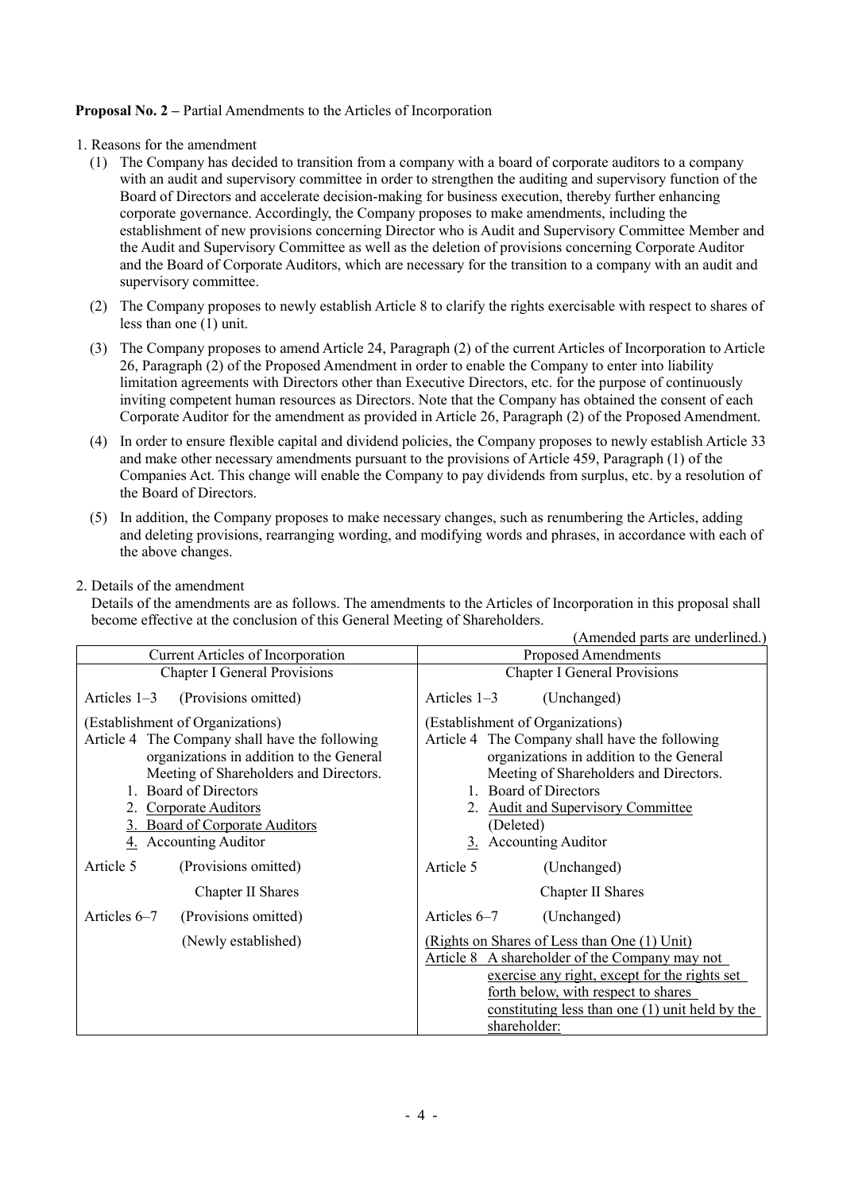**Proposal No. 2 –** Partial Amendments to the Articles of Incorporation

1. Reasons for the amendment

   (1) The Company has decided to transition from a company with a board of corporate auditors to a company with an audit and supervisory committee in order to strengthen the auditing and supervisory function of the Board of Directors and accelerate decision-making for business execution, thereby further enhancing corporate governance. Accordingly, the Company proposes to make amendments, including the establishment of new provisions concerning Director who is Audit and Supervisory Committee Member and the Audit and Supervisory Committee as well as the deletion of provisions concerning Corporate Auditor and the Board of Corporate Auditors, which are necessary for the transition to a company with an audit and supervisory committee.

   (2) The Company proposes to newly establish Article 8 to clarify the rights exercisable with respect to shares of less than one (1) unit.

   (3) The Company proposes to amend Article 24, Paragraph (2) of the current Articles of Incorporation to Article 26, Paragraph (2) of the Proposed Amendment in order to enable the Company to enter into liability limitation agreements with Directors other than Executive Directors, etc. for the purpose of continuously inviting competent human resources as Directors. Note that the Company has obtained the consent of each Corporate Auditor for the amendment as provided in Article 26, Paragraph (2) of the Proposed Amendment.

   (4) In order to ensure flexible capital and dividend policies, the Company proposes to newly establish Article 33 and make other necessary amendments pursuant to the provisions of Article 459, Paragraph (1) of the Companies Act. This change will enable the Company to pay dividends from surplus, etc. by a resolution of the Board of Directors.

   (5) In addition, the Company proposes to make necessary changes, such as renumbering the Articles, adding and deleting provisions, rearranging wording, and modifying words and phrases, in accordance with each of the above changes.

2. Details of the amendment

   Details of the amendments are as follows. The amendments to the Articles of Incorporation in this proposal shall become effective at the conclusion of this General Meeting of Shareholders.

(Amended parts are underlined.)

| Current Articles of Incorporation | Proposed Amendments |
|---|---|
| Chapter I General Provisions | Chapter I General Provisions |
| Articles 1–3 (Provisions omitted) | Articles 1–3 (Unchanged) |
| (Establishment of Organizations)<br>Article 4 The Company shall have the following organizations in addition to the General Meeting of Shareholders and Directors.<br>1. Board of Directors<br>2. <u>Corporate Auditors</u><br><u>3. Board of Corporate Auditors</u><br><u>4.</u> Accounting Auditor | (Establishment of Organizations)<br>Article 4 The Company shall have the following organizations in addition to the General Meeting of Shareholders and Directors.<br>1. Board of Directors<br>2. <u>Audit and Supervisory Committee</u><br>(Deleted)<br><u>3.</u> Accounting Auditor |
| Article 5 (Provisions omitted) | Article 5 (Unchanged) |
| Chapter II Shares | Chapter II Shares |
| Articles 6–7 (Provisions omitted) | Articles 6–7 (Unchanged) |
| (Newly established) | <u>(Rights on Shares of Less than One (1) Unit)</u><br><u>Article 8 A shareholder of the Company may not exercise any right, except for the rights set forth below, with respect to shares constituting less than one (1) unit held by the shareholder:</u> |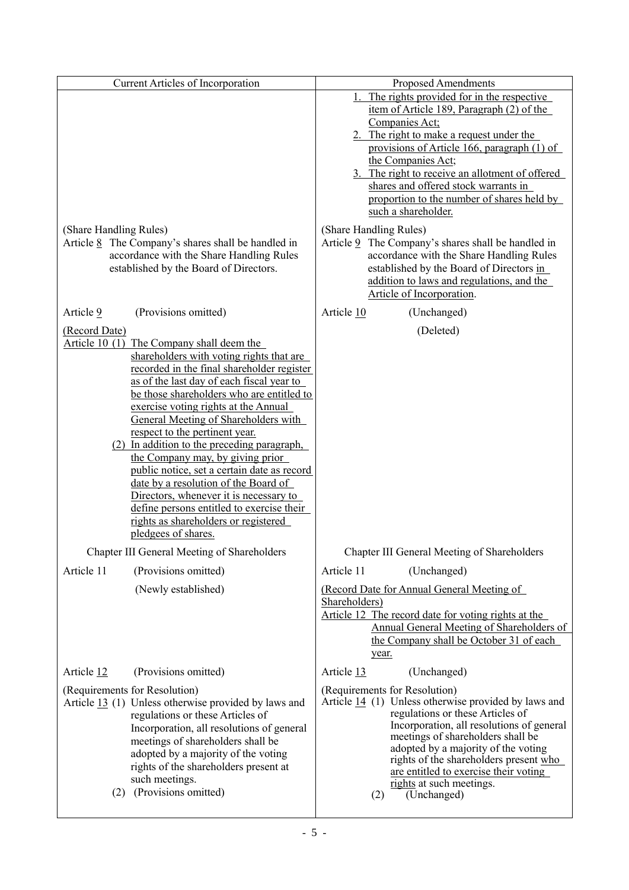| Current Articles of Incorporation | Proposed Amendments |
|---|---|
| | 1. The rights provided for in the respective item of Article 189, Paragraph (2) of the Companies Act;<br>2. The right to make a request under the provisions of Article 166, paragraph (1) of the Companies Act;<br>3. The right to receive an allotment of offered shares and offered stock warrants in proportion to the number of shares held by such a shareholder. |
| (Share Handling Rules)<br>Article 8 The Company's shares shall be handled in accordance with the Share Handling Rules established by the Board of Directors. | (Share Handling Rules)<br>Article 9 The Company's shares shall be handled in accordance with the Share Handling Rules established by the Board of Directors in addition to laws and regulations, and the Article of Incorporation. |
| Article 9 (Provisions omitted) | Article 10 (Unchanged) |
| (Record Date)<br>Article 10 (1) The Company shall deem the shareholders with voting rights that are recorded in the final shareholder register as of the last day of each fiscal year to be those shareholders who are entitled to exercise voting rights at the Annual General Meeting of Shareholders with respect to the pertinent year.<br>(2) In addition to the preceding paragraph, the Company may, by giving prior public notice, set a certain date as record date by a resolution of the Board of Directors, whenever it is necessary to define persons entitled to exercise their rights as shareholders or registered pledgees of shares. | (Deleted) |
| Chapter III General Meeting of Shareholders | Chapter III General Meeting of Shareholders |
| Article 11 (Provisions omitted) | Article 11 (Unchanged) |
| (Newly established) | (Record Date for Annual General Meeting of Shareholders)<br>Article 12 The record date for voting rights at the Annual General Meeting of Shareholders of the Company shall be October 31 of each year. |
| Article 12 (Provisions omitted) | Article 13 (Unchanged) |
| (Requirements for Resolution)<br>Article 13 (1) Unless otherwise provided by laws and regulations or these Articles of Incorporation, all resolutions of general meetings of shareholders shall be adopted by a majority of the voting rights of the shareholders present at such meetings.<br>(2) (Provisions omitted) | (Requirements for Resolution)<br>Article 14 (1) Unless otherwise provided by laws and regulations or these Articles of Incorporation, all resolutions of general meetings of shareholders shall be adopted by a majority of the voting rights of the shareholders present who are entitled to exercise their voting rights at such meetings.<br>(2) (Unchanged) |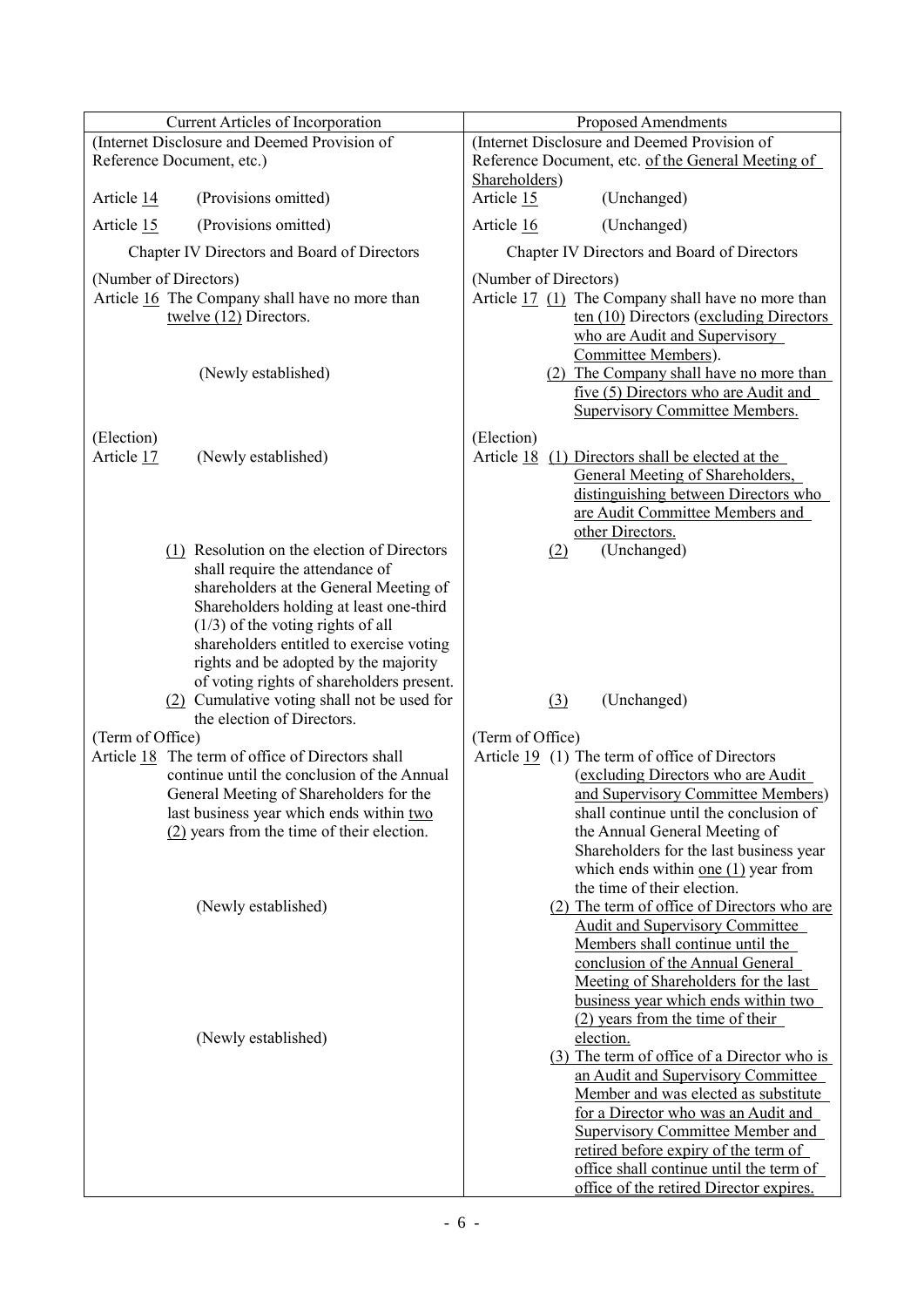| Current Articles of Incorporation | Proposed Amendments |
|---|---|
| (Internet Disclosure and Deemed Provision of Reference Document, etc.) | (Internet Disclosure and Deemed Provision of Reference Document, etc. of the General Meeting of Shareholders) |
| Article 14 (Provisions omitted) | Article 15 (Unchanged) |
| Article 15 (Provisions omitted) | Article 16 (Unchanged) |
| Chapter IV Directors and Board of Directors | Chapter IV Directors and Board of Directors |
| (Number of Directors)<br>Article 16 The Company shall have no more than twelve (12) Directors. | (Number of Directors)<br>Article 17 (1) The Company shall have no more than ten (10) Directors (excluding Directors who are Audit and Supervisory Committee Members). |
| (Newly established) | (2) The Company shall have no more than five (5) Directors who are Audit and Supervisory Committee Members. |
| (Election)<br>Article 17 (Newly established) | (Election)<br>Article 18 (1) Directors shall be elected at the General Meeting of Shareholders, distinguishing between Directors who are Audit Committee Members and other Directors. |
| (1) Resolution on the election of Directors shall require the attendance of shareholders at the General Meeting of Shareholders holding at least one-third (1/3) of the voting rights of all shareholders entitled to exercise voting rights and be adopted by the majority of voting rights of shareholders present. | (2) (Unchanged) |
| (2) Cumulative voting shall not be used for the election of Directors. | (3) (Unchanged) |
| (Term of Office)<br>Article 18 The term of office of Directors shall continue until the conclusion of the Annual General Meeting of Shareholders for the last business year which ends within two (2) years from the time of their election. | (Term of Office)<br>Article 19 (1) The term of office of Directors (excluding Directors who are Audit and Supervisory Committee Members) shall continue until the conclusion of the Annual General Meeting of Shareholders for the last business year which ends within one (1) year from the time of their election. |
| (Newly established) | (2) The term of office of Directors who are Audit and Supervisory Committee Members shall continue until the conclusion of the Annual General Meeting of Shareholders for the last business year which ends within two (2) years from the time of their election. |
| (Newly established) | (3) The term of office of a Director who is an Audit and Supervisory Committee Member and was elected as substitute for a Director who was an Audit and Supervisory Committee Member and retired before expiry of the term of office shall continue until the term of office of the retired Director expires. |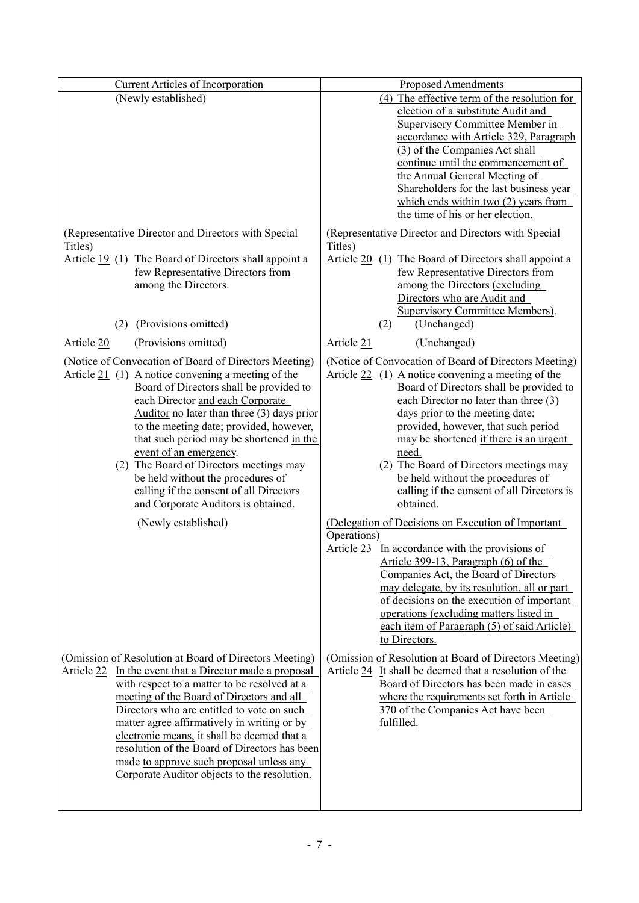| Current Articles of Incorporation | Proposed Amendments |
|---|---|
| (Newly established) | (4) The effective term of the resolution for election of a substitute Audit and Supervisory Committee Member in accordance with Article 329, Paragraph (3) of the Companies Act shall continue until the commencement of the Annual General Meeting of Shareholders for the last business year which ends within two (2) years from the time of his or her election. |
| (Representative Director and Directors with Special Titles)<br>Article 19 (1) The Board of Directors shall appoint a few Representative Directors from among the Directors.<br>(2) (Provisions omitted) | (Representative Director and Directors with Special Titles)<br>Article 20 (1) The Board of Directors shall appoint a few Representative Directors from among the Directors (excluding Directors who are Audit and Supervisory Committee Members).<br>(2) (Unchanged) |
| Article 20 (Provisions omitted) | Article 21 (Unchanged) |
| (Notice of Convocation of Board of Directors Meeting)<br>Article 21 (1) A notice convening a meeting of the Board of Directors shall be provided to each Director and each Corporate Auditor no later than three (3) days prior to the meeting date; provided, however, that such period may be shortened in the event of an emergency.<br>(2) The Board of Directors meetings may be held without the procedures of calling if the consent of all Directors and Corporate Auditors is obtained. | (Notice of Convocation of Board of Directors Meeting)<br>Article 22 (1) A notice convening a meeting of the Board of Directors shall be provided to each Director no later than three (3) days prior to the meeting date; provided, however, that such period may be shortened if there is an urgent need.<br>(2) The Board of Directors meetings may be held without the procedures of calling if the consent of all Directors is obtained. |
| (Newly established) | (Delegation of Decisions on Execution of Important Operations)<br>Article 23 In accordance with the provisions of Article 399-13, Paragraph (6) of the Companies Act, the Board of Directors may delegate, by its resolution, all or part of decisions on the execution of important operations (excluding matters listed in each item of Paragraph (5) of said Article) to Directors. |
| (Omission of Resolution at Board of Directors Meeting)<br>Article 22 In the event that a Director made a proposal with respect to a matter to be resolved at a meeting of the Board of Directors and all Directors who are entitled to vote on such matter agree affirmatively in writing or by electronic means, it shall be deemed that a resolution of the Board of Directors has been made to approve such proposal unless any Corporate Auditor objects to the resolution. | (Omission of Resolution at Board of Directors Meeting)<br>Article 24 It shall be deemed that a resolution of the Board of Directors has been made in cases where the requirements set forth in Article 370 of the Companies Act have been fulfilled. |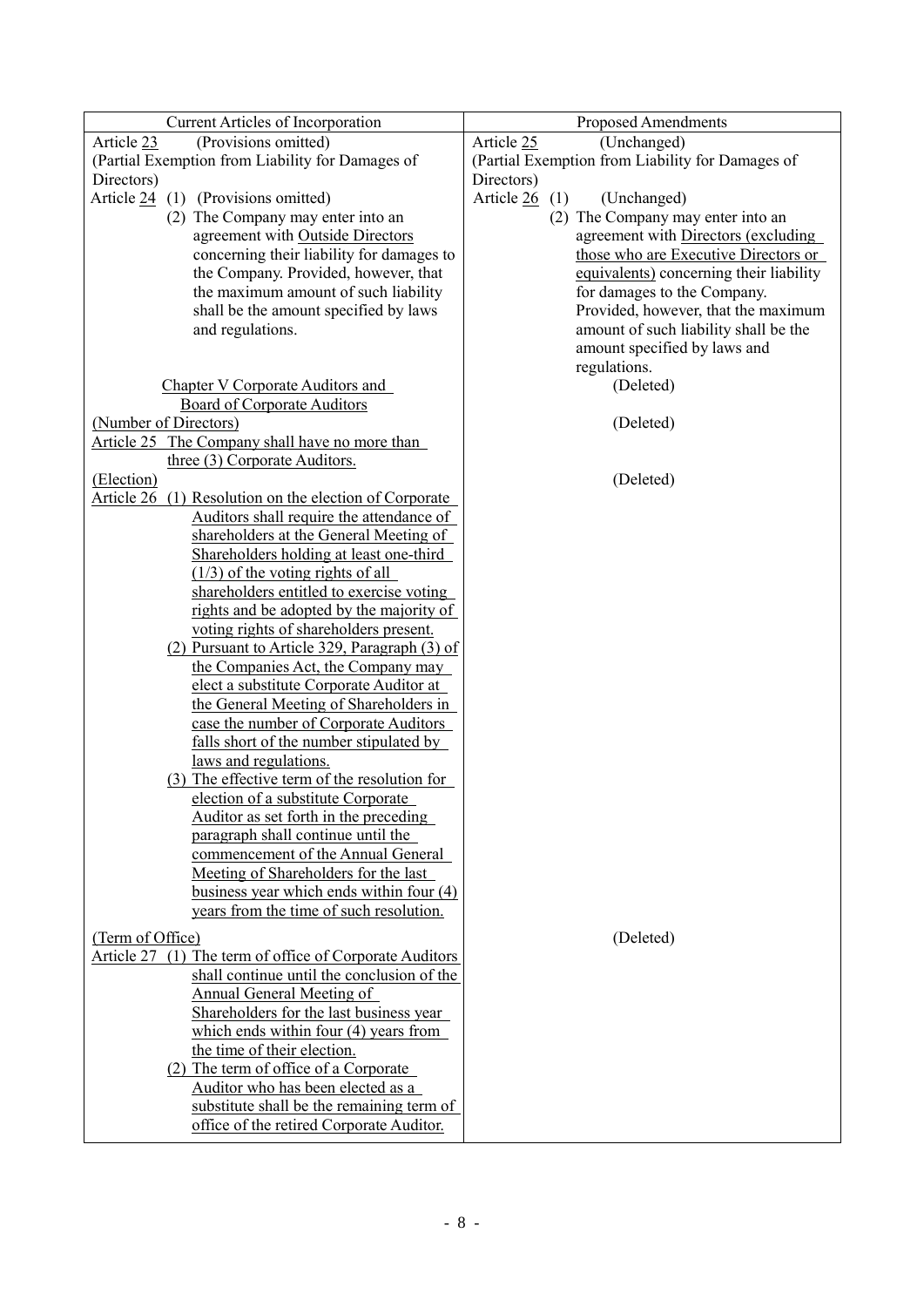| Current Articles of Incorporation | Proposed Amendments |
|---|---|
| Article 23 (Provisions omitted) | Article 25 (Unchanged) |
| (Partial Exemption from Liability for Damages of Directors)<br>Article 24 (1) (Provisions omitted)<br>(2) The Company may enter into an agreement with Outside Directors concerning their liability for damages to the Company. Provided, however, that the maximum amount of such liability shall be the amount specified by laws and regulations. | (Partial Exemption from Liability for Damages of Directors)<br>Article 26 (1) (Unchanged)<br>(2) The Company may enter into an agreement with Directors (excluding those who are Executive Directors or equivalents) concerning their liability for damages to the Company. Provided, however, that the maximum amount of such liability shall be the amount specified by laws and regulations. |
| Chapter V Corporate Auditors and Board of Corporate Auditors | (Deleted) |
| (Number of Directors)<br>Article 25 The Company shall have no more than three (3) Corporate Auditors. | (Deleted) |
| (Election)<br>Article 26 (1) Resolution on the election of Corporate Auditors shall require the attendance of shareholders at the General Meeting of Shareholders holding at least one-third (1/3) of the voting rights of all shareholders entitled to exercise voting rights and be adopted by the majority of voting rights of shareholders present.<br>(2) Pursuant to Article 329, Paragraph (3) of the Companies Act, the Company may elect a substitute Corporate Auditor at the General Meeting of Shareholders in case the number of Corporate Auditors falls short of the number stipulated by laws and regulations.<br>(3) The effective term of the resolution for election of a substitute Corporate Auditor as set forth in the preceding paragraph shall continue until the commencement of the Annual General Meeting of Shareholders for the last business year which ends within four (4) years from the time of such resolution. | (Deleted) |
| (Term of Office)<br>Article 27 (1) The term of office of Corporate Auditors shall continue until the conclusion of the Annual General Meeting of Shareholders for the last business year which ends within four (4) years from the time of their election.<br>(2) The term of office of a Corporate Auditor who has been elected as a substitute shall be the remaining term of office of the retired Corporate Auditor. | (Deleted) |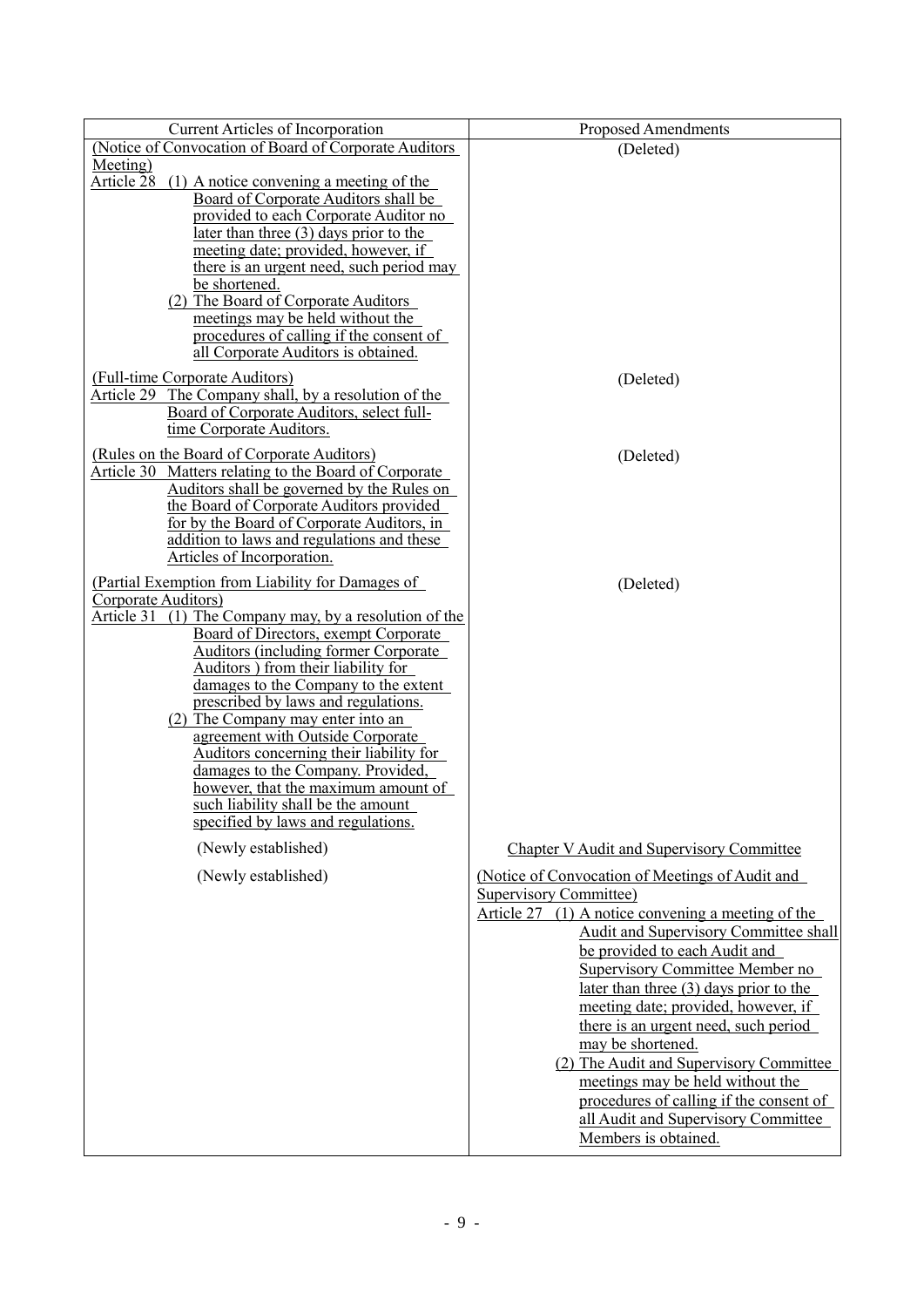| Current Articles of Incorporation | Proposed Amendments |
|---|---|
| (Notice of Convocation of Board of Corporate Auditors Meeting)<br>Article 28 (1) A notice convening a meeting of the Board of Corporate Auditors shall be provided to each Corporate Auditor no later than three (3) days prior to the meeting date; provided, however, if there is an urgent need, such period may be shortened.<br>(2) The Board of Corporate Auditors meetings may be held without the procedures of calling if the consent of all Corporate Auditors is obtained. | (Deleted) |
| (Full-time Corporate Auditors)<br>Article 29 The Company shall, by a resolution of the Board of Corporate Auditors, select full-time Corporate Auditors. | (Deleted) |
| (Rules on the Board of Corporate Auditors)<br>Article 30 Matters relating to the Board of Corporate Auditors shall be governed by the Rules on the Board of Corporate Auditors provided for by the Board of Corporate Auditors, in addition to laws and regulations and these Articles of Incorporation. | (Deleted) |
| (Partial Exemption from Liability for Damages of Corporate Auditors)<br>Article 31 (1) The Company may, by a resolution of the Board of Directors, exempt Corporate Auditors (including former Corporate Auditors ) from their liability for damages to the Company to the extent prescribed by laws and regulations.<br>(2) The Company may enter into an agreement with Outside Corporate Auditors concerning their liability for damages to the Company. Provided, however, that the maximum amount of such liability shall be the amount specified by laws and regulations. | (Deleted) |
| (Newly established) | Chapter V Audit and Supervisory Committee |
| (Newly established) | (Notice of Convocation of Meetings of Audit and Supervisory Committee)<br>Article 27 (1) A notice convening a meeting of the Audit and Supervisory Committee shall be provided to each Audit and Supervisory Committee Member no later than three (3) days prior to the meeting date; provided, however, if there is an urgent need, such period may be shortened.<br>(2) The Audit and Supervisory Committee meetings may be held without the procedures of calling if the consent of all Audit and Supervisory Committee Members is obtained. |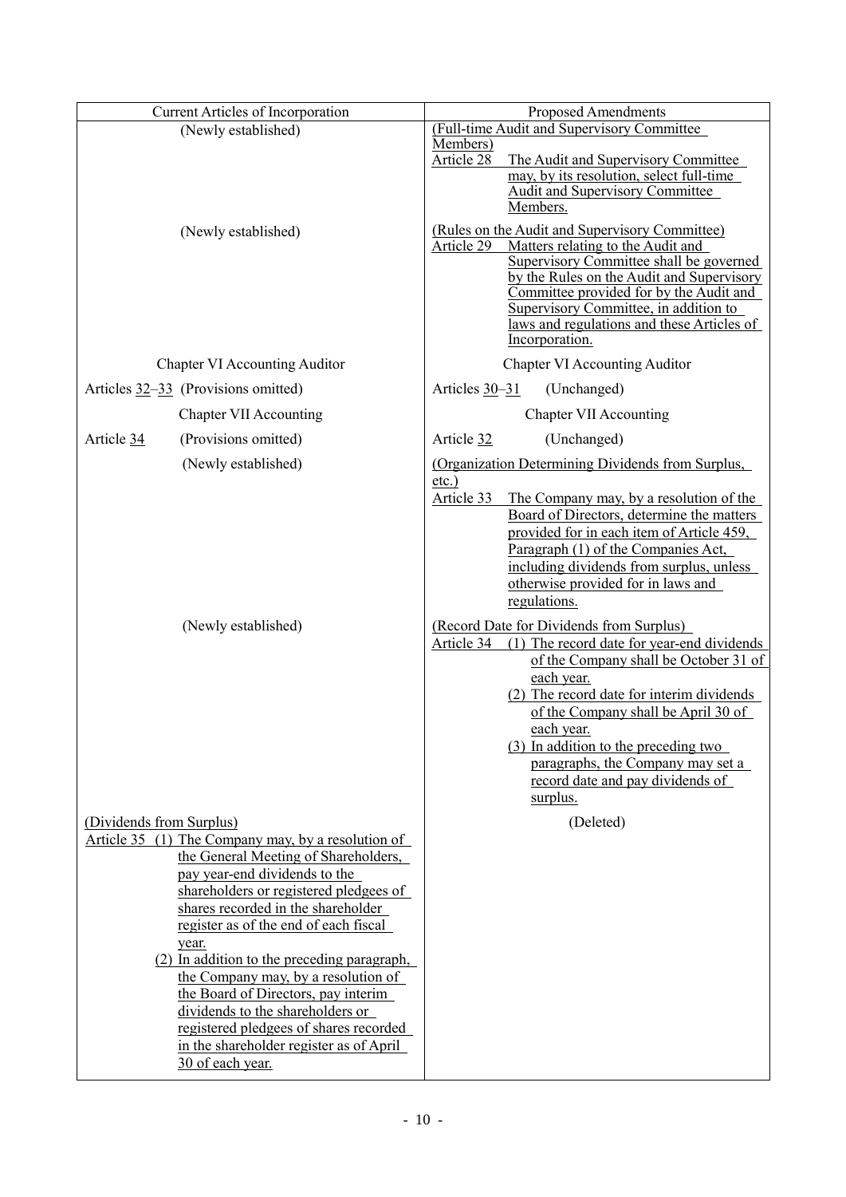| Current Articles of Incorporation | Proposed Amendments |
|---|---|
| (Newly established) | (Full-time Audit and Supervisory Committee Members)<br>Article 28 The Audit and Supervisory Committee may, by its resolution, select full-time Audit and Supervisory Committee Members. |
| (Newly established) | (Rules on the Audit and Supervisory Committee)<br>Article 29 Matters relating to the Audit and Supervisory Committee shall be governed by the Rules on the Audit and Supervisory Committee provided for by the Audit and Supervisory Committee, in addition to laws and regulations and these Articles of Incorporation. |
| Chapter VI Accounting Auditor | Chapter VI Accounting Auditor |
| Articles 32–33 (Provisions omitted) | Articles 30–31 (Unchanged) |
| Chapter VII Accounting | Chapter VII Accounting |
| Article 34 (Provisions omitted) | Article 32 (Unchanged) |
| (Newly established) | (Organization Determining Dividends from Surplus, etc.)<br>Article 33 The Company may, by a resolution of the Board of Directors, determine the matters provided for in each item of Article 459, Paragraph (1) of the Companies Act, including dividends from surplus, unless otherwise provided for in laws and regulations. |
| (Newly established) | (Record Date for Dividends from Surplus)<br>Article 34 (1) The record date for year-end dividends of the Company shall be October 31 of each year.<br>(2) The record date for interim dividends of the Company shall be April 30 of each year.<br>(3) In addition to the preceding two paragraphs, the Company may set a record date and pay dividends of surplus. |
| (Dividends from Surplus)<br>Article 35 (1) The Company may, by a resolution of the General Meeting of Shareholders, pay year-end dividends to the shareholders or registered pledgees of shares recorded in the shareholder register as of the end of each fiscal year.<br>(2) In addition to the preceding paragraph, the Company may, by a resolution of the Board of Directors, pay interim dividends to the shareholders or registered pledgees of shares recorded in the shareholder register as of April 30 of each year. | (Deleted) |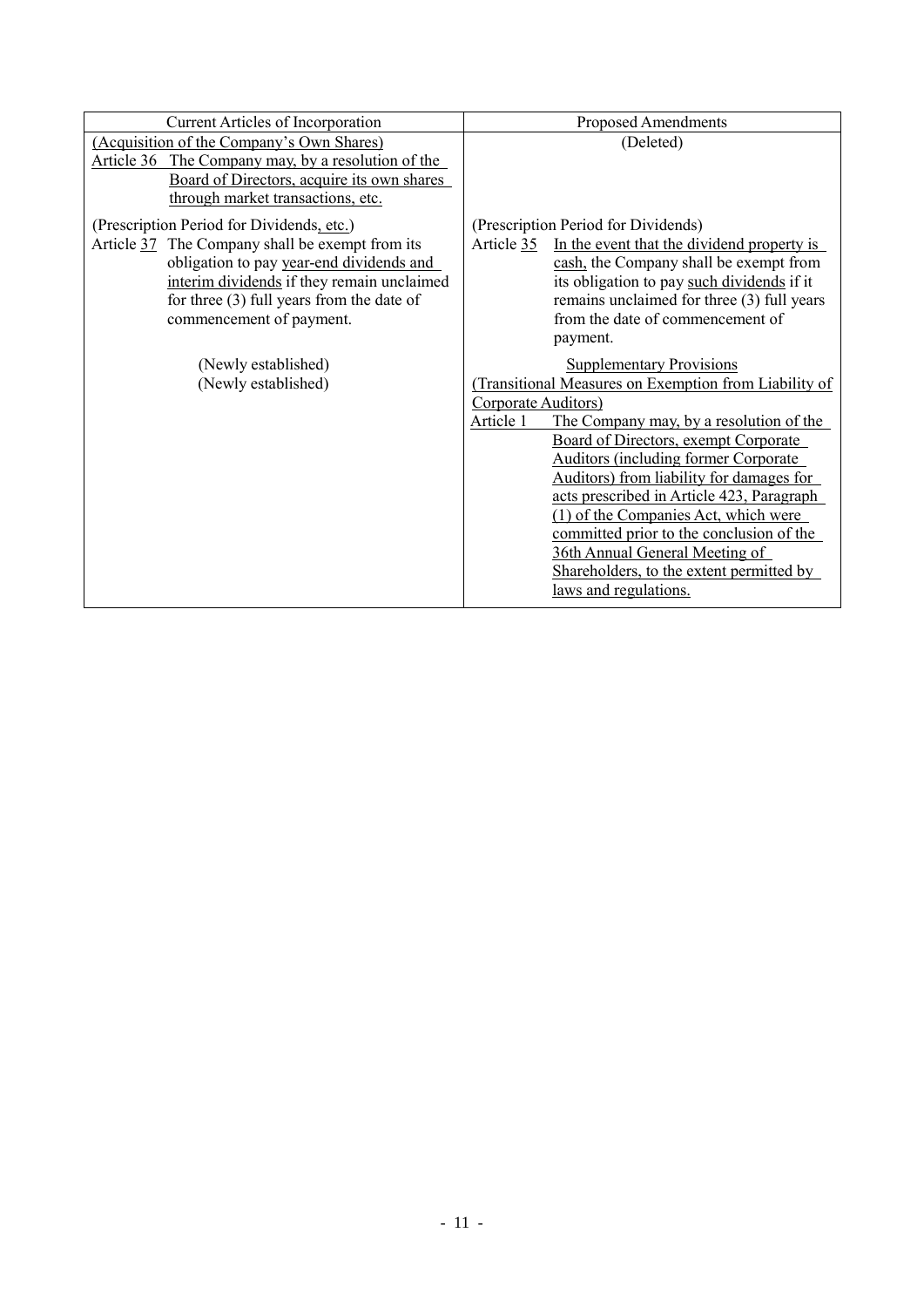| Current Articles of Incorporation | Proposed Amendments |
|---|---|
| (Acquisition of the Company's Own Shares)<br>Article 36 The Company may, by a resolution of the Board of Directors, acquire its own shares through market transactions, etc. | (Deleted) |
| (Prescription Period for Dividends, etc.)<br>Article 37 The Company shall be exempt from its obligation to pay year-end dividends and interim dividends if they remain unclaimed for three (3) full years from the date of commencement of payment. | (Prescription Period for Dividends)<br>Article 35 In the event that the dividend property is cash, the Company shall be exempt from its obligation to pay such dividends if it remains unclaimed for three (3) full years from the date of commencement of payment. |
| (Newly established)<br>(Newly established) | Supplementary Provisions<br>(Transitional Measures on Exemption from Liability of Corporate Auditors)<br>Article 1 The Company may, by a resolution of the Board of Directors, exempt Corporate Auditors (including former Corporate Auditors) from liability for damages for acts prescribed in Article 423, Paragraph (1) of the Companies Act, which were committed prior to the conclusion of the 36th Annual General Meeting of Shareholders, to the extent permitted by laws and regulations. |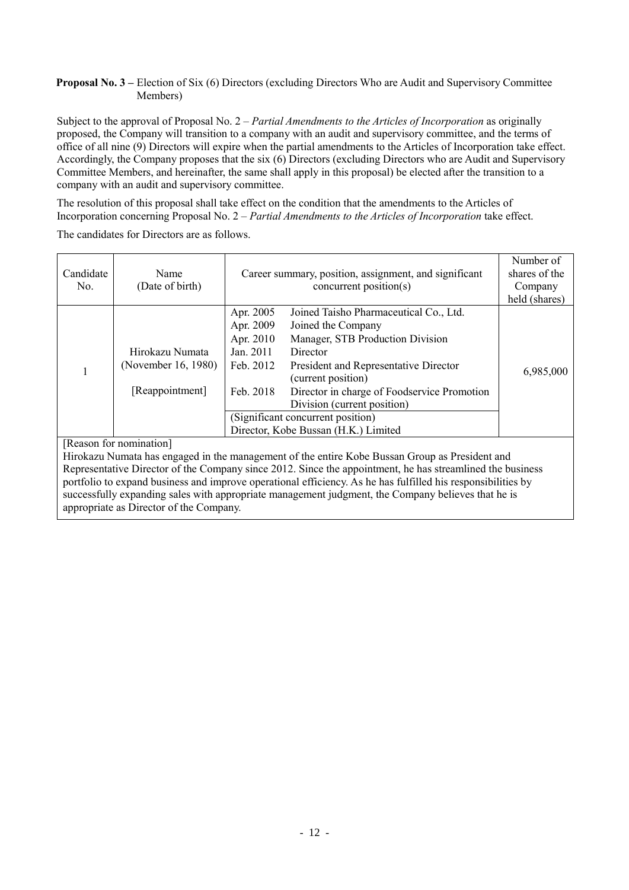**Proposal No. 3 –** Election of Six (6) Directors (excluding Directors Who are Audit and Supervisory Committee Members)

Subject to the approval of Proposal No. 2 – *Partial Amendments to the Articles of Incorporation* as originally proposed, the Company will transition to a company with an audit and supervisory committee, and the terms of office of all nine (9) Directors will expire when the partial amendments to the Articles of Incorporation take effect. Accordingly, the Company proposes that the six (6) Directors (excluding Directors who are Audit and Supervisory Committee Members, and hereinafter, the same shall apply in this proposal) be elected after the transition to a company with an audit and supervisory committee.

The resolution of this proposal shall take effect on the condition that the amendments to the Articles of Incorporation concerning Proposal No. 2 – *Partial Amendments to the Articles of Incorporation* take effect.

The candidates for Directors are as follows.

| Candidate No. | Name (Date of birth) | Career summary, position, assignment, and significant concurrent position(s) | | Number of shares of the Company held (shares) |
|---|---|---|---|---|
| 1 | Hirokazu Numata (November 16, 1980) [Reappointment] | Apr. 2005 | Joined Taisho Pharmaceutical Co., Ltd. | 6,985,000 |
| | | Apr. 2009 | Joined the Company | |
| | | Apr. 2010 | Manager, STB Production Division | |
| | | Jan. 2011 | Director | |
| | | Feb. 2012 | President and Representative Director (current position) | |
| | | Feb. 2018 | Director in charge of Foodservice Promotion Division (current position) | |
| | | (Significant concurrent position) Director, Kobe Bussan (H.K.) Limited | | |

[Reason for nomination]
Hirokazu Numata has engaged in the management of the entire Kobe Bussan Group as President and Representative Director of the Company since 2012. Since the appointment, he has streamlined the business portfolio to expand business and improve operational efficiency. As he has fulfilled his responsibilities by successfully expanding sales with appropriate management judgment, the Company believes that he is appropriate as Director of the Company.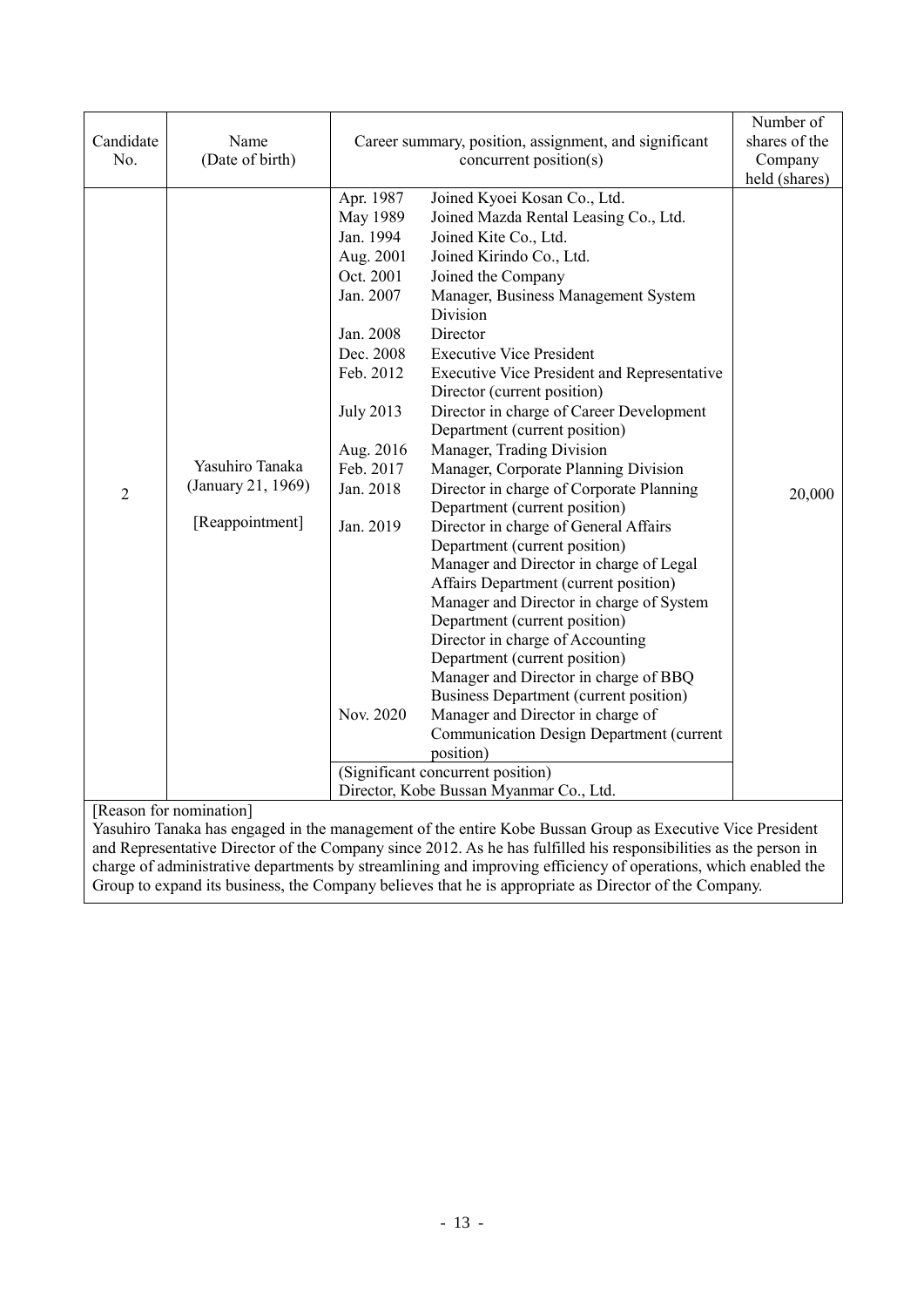| Candidate No. | Name (Date of birth) | Career summary, position, assignment, and significant concurrent position(s) | | Number of shares of the Company held (shares) |
|---|---|---|---|---|
| 2 | Yasuhiro Tanaka (January 21, 1969) [Reappointment] | Apr. 1987 | Joined Kyoei Kosan Co., Ltd. | 20,000 |
| | | May 1989 | Joined Mazda Rental Leasing Co., Ltd. | |
| | | Jan. 1994 | Joined Kite Co., Ltd. | |
| | | Aug. 2001 | Joined Kirindo Co., Ltd. | |
| | | Oct. 2001 | Joined the Company | |
| | | Jan. 2007 | Manager, Business Management System Division | |
| | | Jan. 2008 | Director | |
| | | Dec. 2008 | Executive Vice President | |
| | | Feb. 2012 | Executive Vice President and Representative Director (current position) | |
| | | July 2013 | Director in charge of Career Development Department (current position) | |
| | | Aug. 2016 | Manager, Trading Division | |
| | | Feb. 2017 | Manager, Corporate Planning Division | |
| | | Jan. 2018 | Director in charge of Corporate Planning Department (current position) | |
| | | Jan. 2019 | Director in charge of General Affairs Department (current position)<br>Manager and Director in charge of Legal Affairs Department (current position)<br>Manager and Director in charge of System Department (current position)<br>Director in charge of Accounting Department (current position)<br>Manager and Director in charge of BBQ Business Department (current position) | |
| | | Nov. 2020 | Manager and Director in charge of Communication Design Department (current position) | |
| | | (Significant concurrent position)<br>Director, Kobe Bussan Myanmar Co., Ltd. | | |

[Reason for nomination]

Yasuhiro Tanaka has engaged in the management of the entire Kobe Bussan Group as Executive Vice President and Representative Director of the Company since 2012. As he has fulfilled his responsibilities as the person in charge of administrative departments by streamlining and improving efficiency of operations, which enabled the Group to expand its business, the Company believes that he is appropriate as Director of the Company.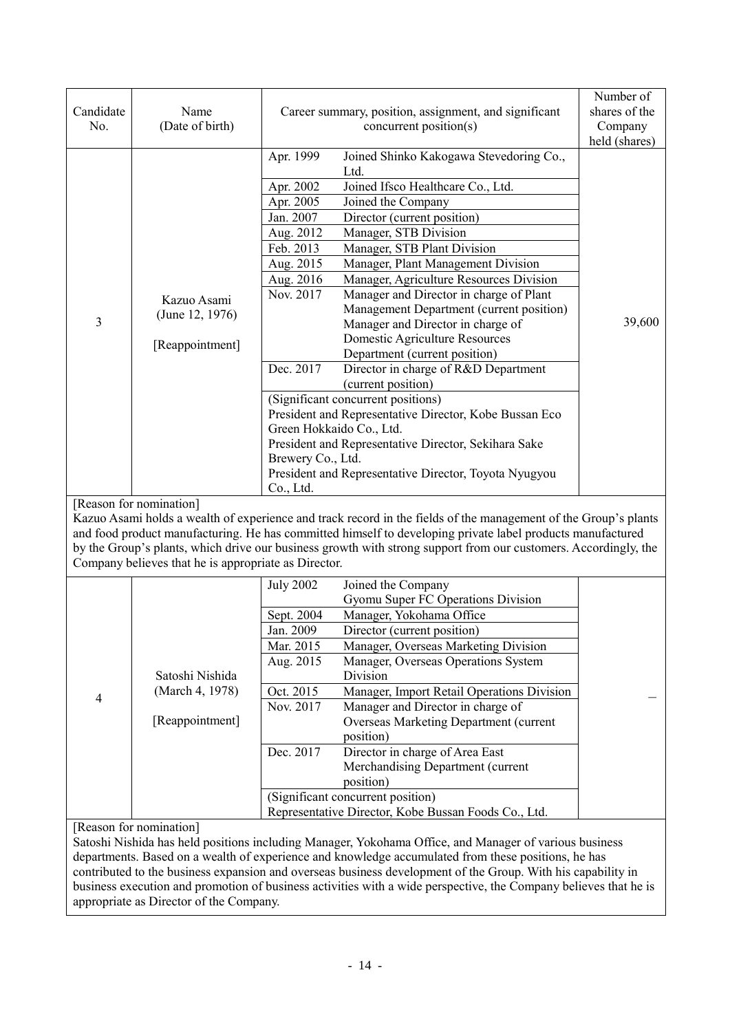| Candidate No. | Name (Date of birth) | Career summary, position, assignment, and significant concurrent position(s) | Number of shares of the Company held (shares) |
|---|---|---|---|
| 3 | Kazuo Asami (June 12, 1976) [Reappointment] | Apr. 1999 Joined Shinko Kakogawa Stevedoring Co., Ltd.<br>Apr. 2002 Joined Ifsco Healthcare Co., Ltd.<br>Apr. 2005 Joined the Company<br>Jan. 2007 Director (current position)<br>Aug. 2012 Manager, STB Division<br>Feb. 2013 Manager, STB Plant Division<br>Aug. 2015 Manager, Plant Management Division<br>Aug. 2016 Manager, Agriculture Resources Division<br>Nov. 2017 Manager and Director in charge of Plant Management Department (current position) Manager and Director in charge of Domestic Agriculture Resources Department (current position)<br>Dec. 2017 Director in charge of R&D Department (current position)<br>(Significant concurrent positions)<br>President and Representative Director, Kobe Bussan Eco Green Hokkaido Co., Ltd.<br>President and Representative Director, Sekihara Sake Brewery Co., Ltd.<br>President and Representative Director, Toyota Nyugyou Co., Ltd. | 39,600 |

[Reason for nomination]
Kazuo Asami holds a wealth of experience and track record in the fields of the management of the Group's plants and food product manufacturing. He has committed himself to developing private label products manufactured by the Group's plants, which drive our business growth with strong support from our customers. Accordingly, the Company believes that he is appropriate as Director.

| Candidate No. | Name (Date of birth) | Career summary, position, assignment, and significant concurrent position(s) | Number of shares of the Company held (shares) |
|---|---|---|---|
| 4 | Satoshi Nishida (March 4, 1978) [Reappointment] | July 2002 Joined the Company Gyomu Super FC Operations Division<br>Sept. 2004 Manager, Yokohama Office<br>Jan. 2009 Director (current position)<br>Mar. 2015 Manager, Overseas Marketing Division<br>Aug. 2015 Manager, Overseas Operations System Division<br>Oct. 2015 Manager, Import Retail Operations Division<br>Nov. 2017 Manager and Director in charge of Overseas Marketing Department (current position)<br>Dec. 2017 Director in charge of Area East Merchandising Department (current position)<br>(Significant concurrent position)<br>Representative Director, Kobe Bussan Foods Co., Ltd. | – |

[Reason for nomination]
Satoshi Nishida has held positions including Manager, Yokohama Office, and Manager of various business departments. Based on a wealth of experience and knowledge accumulated from these positions, he has contributed to the business expansion and overseas business development of the Group. With his capability in business execution and promotion of business activities with a wide perspective, the Company believes that he is appropriate as Director of the Company.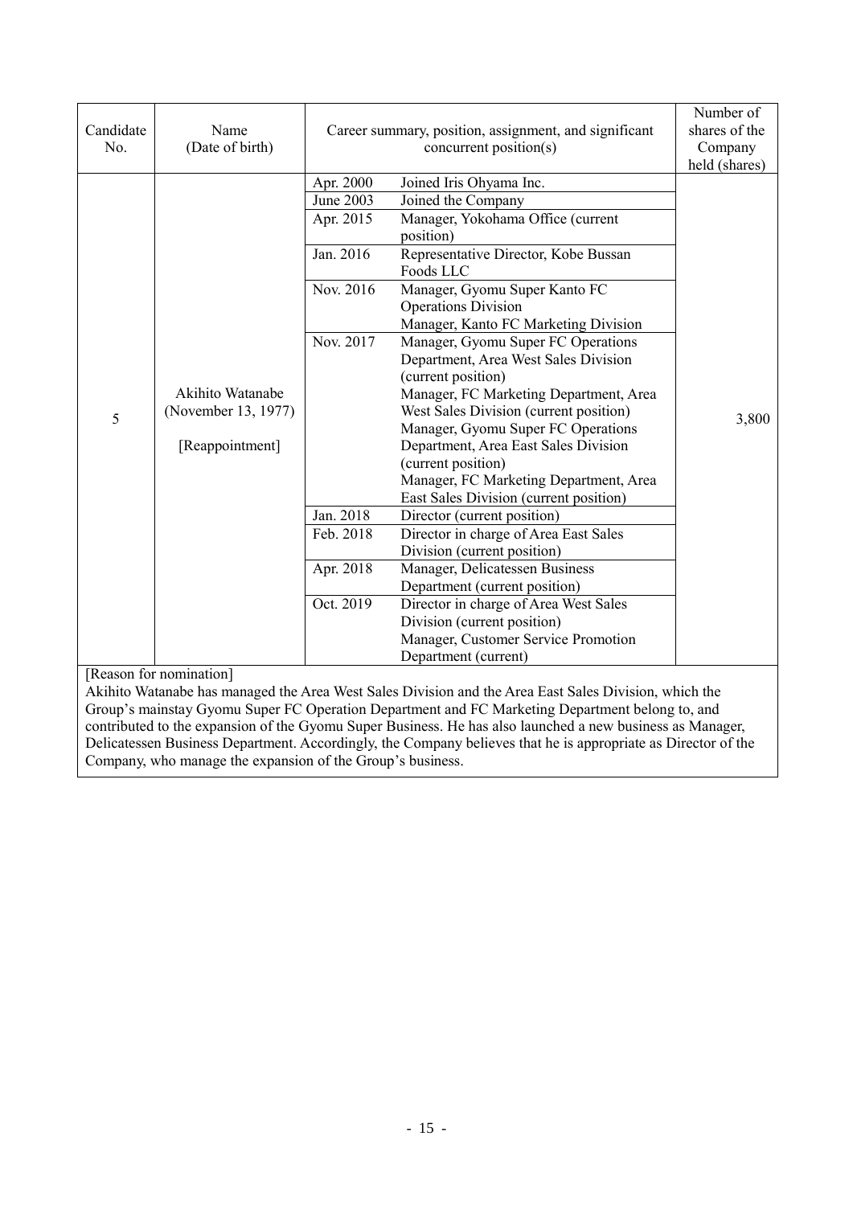| Candidate No. | Name (Date of birth) | Career summary, position, assignment, and significant concurrent position(s) | | Number of shares of the Company held (shares) |
|---|---|---|---|---|
| 5 | Akihito Watanabe (November 13, 1977) [Reappointment] | Apr. 2000 | Joined Iris Ohyama Inc. | 3,800 |
| | | June 2003 | Joined the Company | |
| | | Apr. 2015 | Manager, Yokohama Office (current position) | |
| | | Jan. 2016 | Representative Director, Kobe Bussan Foods LLC | |
| | | Nov. 2016 | Manager, Gyomu Super Kanto FC Operations Division<br>Manager, Kanto FC Marketing Division | |
| | | Nov. 2017 | Manager, Gyomu Super FC Operations Department, Area West Sales Division (current position)<br>Manager, FC Marketing Department, Area West Sales Division (current position)<br>Manager, Gyomu Super FC Operations Department, Area East Sales Division (current position)<br>Manager, FC Marketing Department, Area East Sales Division (current position) | |
| | | Jan. 2018 | Director (current position) | |
| | | Feb. 2018 | Director in charge of Area East Sales Division (current position) | |
| | | Apr. 2018 | Manager, Delicatessen Business Department (current position) | |
| | | Oct. 2019 | Director in charge of Area West Sales Division (current position)<br>Manager, Customer Service Promotion Department (current) | |

[Reason for nomination]

Akihito Watanabe has managed the Area West Sales Division and the Area East Sales Division, which the Group's mainstay Gyomu Super FC Operation Department and FC Marketing Department belong to, and contributed to the expansion of the Gyomu Super Business. He has also launched a new business as Manager, Delicatessen Business Department. Accordingly, the Company believes that he is appropriate as Director of the Company, who manage the expansion of the Group's business.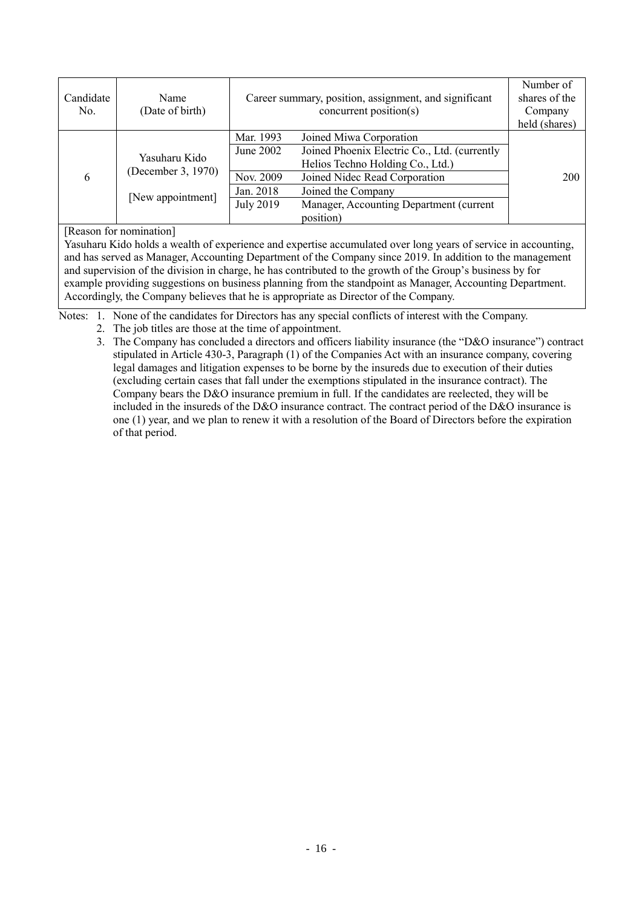| Candidate No. | Name (Date of birth) | Career summary, position, assignment, and significant concurrent position(s) | | Number of shares of the Company held (shares) |
|---|---|---|---|---|
| 6 | Yasuharu Kido (December 3, 1970) [New appointment] | Mar. 1993 | Joined Miwa Corporation | 200 |
| | | June 2002 | Joined Phoenix Electric Co., Ltd. (currently Helios Techno Holding Co., Ltd.) | |
| | | Nov. 2009 | Joined Nidec Read Corporation | |
| | | Jan. 2018 | Joined the Company | |
| | | July 2019 | Manager, Accounting Department (current position) | |

[Reason for nomination]
Yasuharu Kido holds a wealth of experience and expertise accumulated over long years of service in accounting, and has served as Manager, Accounting Department of the Company since 2019. In addition to the management and supervision of the division in charge, he has contributed to the growth of the Group's business by for example providing suggestions on business planning from the standpoint as Manager, Accounting Department. Accordingly, the Company believes that he is appropriate as Director of the Company.

Notes:
1. None of the candidates for Directors has any special conflicts of interest with the Company.
2. The job titles are those at the time of appointment.
3. The Company has concluded a directors and officers liability insurance (the "D&O insurance") contract stipulated in Article 430-3, Paragraph (1) of the Companies Act with an insurance company, covering legal damages and litigation expenses to be borne by the insureds due to execution of their duties (excluding certain cases that fall under the exemptions stipulated in the insurance contract). The Company bears the D&O insurance premium in full. If the candidates are reelected, they will be included in the insureds of the D&O insurance contract. The contract period of the D&O insurance is one (1) year, and we plan to renew it with a resolution of the Board of Directors before the expiration of that period.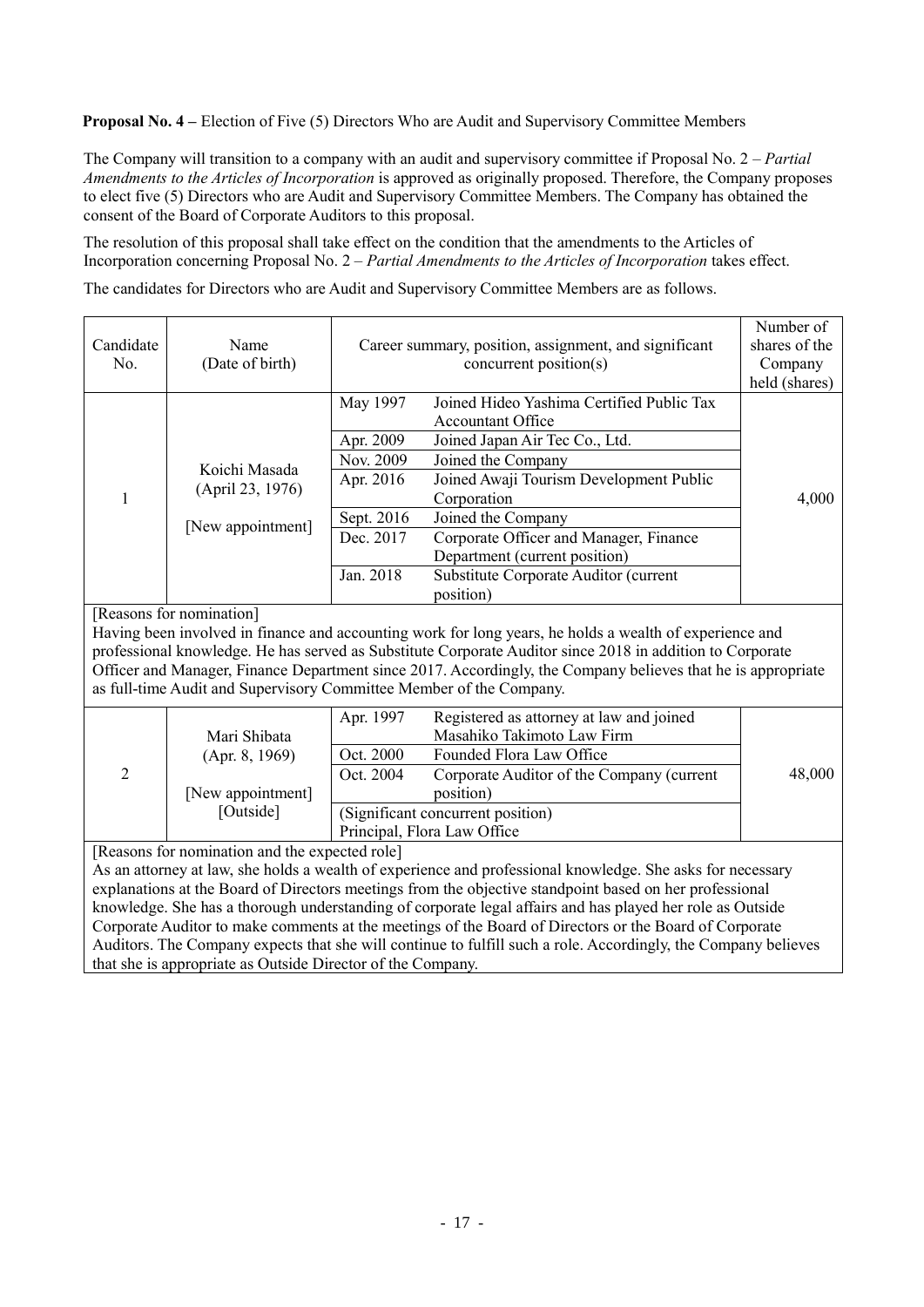**Proposal No. 4 –** Election of Five (5) Directors Who are Audit and Supervisory Committee Members

The Company will transition to a company with an audit and supervisory committee if Proposal No. 2 – *Partial Amendments to the Articles of Incorporation* is approved as originally proposed. Therefore, the Company proposes to elect five (5) Directors who are Audit and Supervisory Committee Members. The Company has obtained the consent of the Board of Corporate Auditors to this proposal.

The resolution of this proposal shall take effect on the condition that the amendments to the Articles of Incorporation concerning Proposal No. 2 – *Partial Amendments to the Articles of Incorporation* takes effect.

The candidates for Directors who are Audit and Supervisory Committee Members are as follows.

| Candidate No. | Name (Date of birth) | Career summary, position, assignment, and significant concurrent position(s) | | Number of shares of the Company held (shares) |
|---|---|---|---|---|
| 1 | Koichi Masada (April 23, 1976) [New appointment] | May 1997 | Joined Hideo Yashima Certified Public Tax Accountant Office | 4,000 |
| | | Apr. 2009 | Joined Japan Air Tec Co., Ltd. | |
| | | Nov. 2009 | Joined the Company | |
| | | Apr. 2016 | Joined Awaji Tourism Development Public Corporation | |
| | | Sept. 2016 | Joined the Company | |
| | | Dec. 2017 | Corporate Officer and Manager, Finance Department (current position) | |
| | | Jan. 2018 | Substitute Corporate Auditor (current position) | |
| [Reasons for nomination] Having been involved in finance and accounting work for long years, he holds a wealth of experience and professional knowledge. He has served as Substitute Corporate Auditor since 2018 in addition to Corporate Officer and Manager, Finance Department since 2017. Accordingly, the Company believes that he is appropriate as full-time Audit and Supervisory Committee Member of the Company. | | | | |
| 2 | Mari Shibata (Apr. 8, 1969) [New appointment] [Outside] | Apr. 1997 | Registered as attorney at law and joined Masahiko Takimoto Law Firm | 48,000 |
| | | Oct. 2000 | Founded Flora Law Office | |
| | | Oct. 2004 | Corporate Auditor of the Company (current position) | |
| | | (Significant concurrent position) Principal, Flora Law Office | | |
| [Reasons for nomination and the expected role] As an attorney at law, she holds a wealth of experience and professional knowledge. She asks for necessary explanations at the Board of Directors meetings from the objective standpoint based on her professional knowledge. She has a thorough understanding of corporate legal affairs and has played her role as Outside Corporate Auditor to make comments at the meetings of the Board of Directors or the Board of Corporate Auditors. The Company expects that she will continue to fulfill such a role. Accordingly, the Company believes that she is appropriate as Outside Director of the Company. | | | | |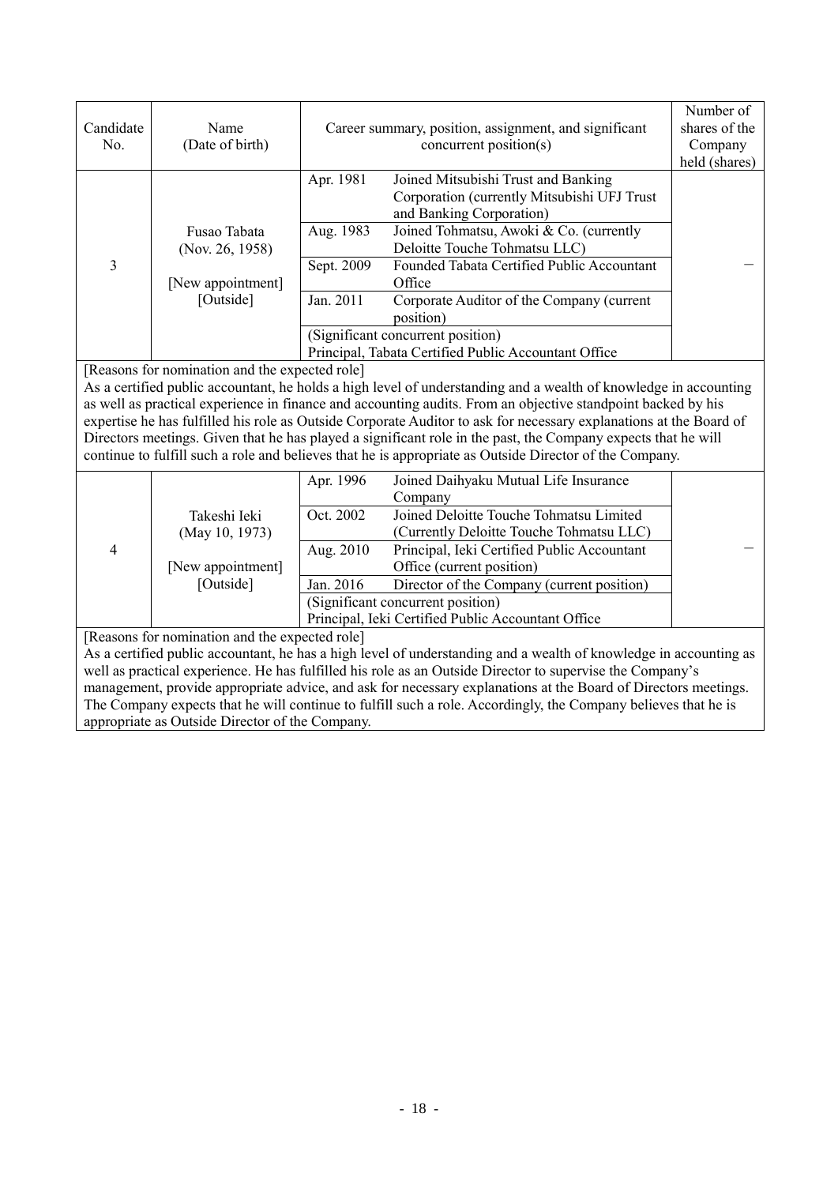| Candidate No. | Name (Date of birth) | Career summary, position, assignment, and significant concurrent position(s) | | Number of shares of the Company held (shares) |
|---|---|---|---|---|
| 3 | Fusao Tabata (Nov. 26, 1958) [New appointment] [Outside] | Apr. 1981 | Joined Mitsubishi Trust and Banking Corporation (currently Mitsubishi UFJ Trust and Banking Corporation) | – |
| | | Aug. 1983 | Joined Tohmatsu, Awoki & Co. (currently Deloitte Touche Tohmatsu LLC) | |
| | | Sept. 2009 | Founded Tabata Certified Public Accountant Office | |
| | | Jan. 2011 | Corporate Auditor of the Company (current position) | |
| | | (Significant concurrent position) Principal, Tabata Certified Public Accountant Office | | |

[Reasons for nomination and the expected role]
As a certified public accountant, he holds a high level of understanding and a wealth of knowledge in accounting as well as practical experience in finance and accounting audits. From an objective standpoint backed by his expertise he has fulfilled his role as Outside Corporate Auditor to ask for necessary explanations at the Board of Directors meetings. Given that he has played a significant role in the past, the Company expects that he will continue to fulfill such a role and believes that he is appropriate as Outside Director of the Company.

| Candidate No. | Name (Date of birth) | Career summary, position, assignment, and significant concurrent position(s) | | Number of shares of the Company held (shares) |
|---|---|---|---|---|
| 4 | Takeshi Ieki (May 10, 1973) [New appointment] [Outside] | Apr. 1996 | Joined Daihyaku Mutual Life Insurance Company | – |
| | | Oct. 2002 | Joined Deloitte Touche Tohmatsu Limited (Currently Deloitte Touche Tohmatsu LLC) | |
| | | Aug. 2010 | Principal, Ieki Certified Public Accountant Office (current position) | |
| | | Jan. 2016 | Director of the Company (current position) | |
| | | (Significant concurrent position) Principal, Ieki Certified Public Accountant Office | | |

[Reasons for nomination and the expected role]
As a certified public accountant, he has a high level of understanding and a wealth of knowledge in accounting as well as practical experience. He has fulfilled his role as an Outside Director to supervise the Company's management, provide appropriate advice, and ask for necessary explanations at the Board of Directors meetings. The Company expects that he will continue to fulfill such a role. Accordingly, the Company believes that he is appropriate as Outside Director of the Company.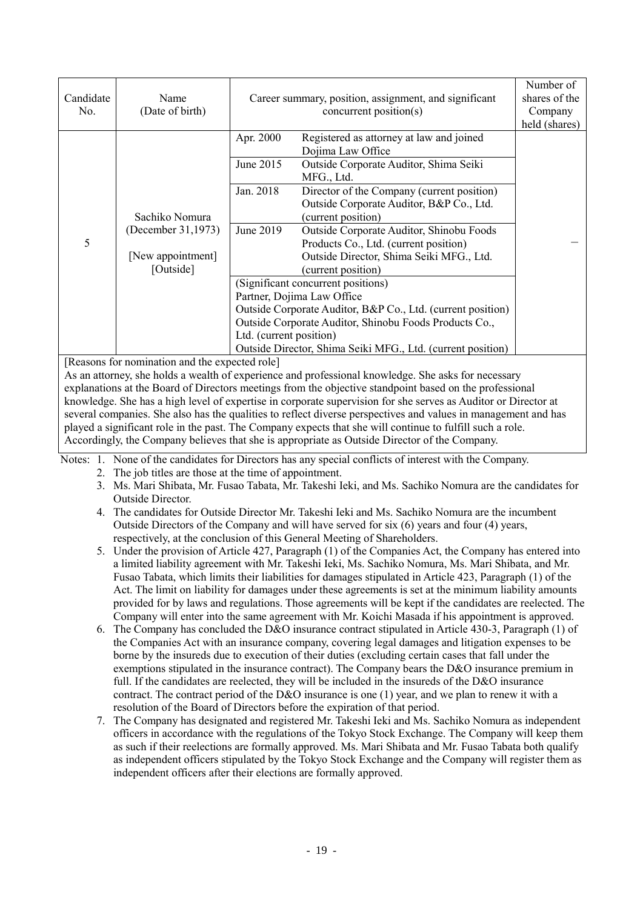| Candidate No. | Name (Date of birth) | Career summary, position, assignment, and significant concurrent position(s) | | Number of shares of the Company held (shares) |
|---|---|---|---|---|
| 5 | Sachiko Nomura (December 31,1973) [New appointment] [Outside] | Apr. 2000 | Registered as attorney at law and joined Dojima Law Office | – |
| | | June 2015 | Outside Corporate Auditor, Shima Seiki MFG., Ltd. | |
| | | Jan. 2018 | Director of the Company (current position) Outside Corporate Auditor, B&P Co., Ltd. (current position) | |
| | | June 2019 | Outside Corporate Auditor, Shinobu Foods Products Co., Ltd. (current position) Outside Director, Shima Seiki MFG., Ltd. (current position) | |
| | | (Significant concurrent positions) Partner, Dojima Law Office Outside Corporate Auditor, B&P Co., Ltd. (current position) Outside Corporate Auditor, Shinobu Foods Products Co., Ltd. (current position) Outside Director, Shima Seiki MFG., Ltd. (current position) | | |

[Reasons for nomination and the expected role]
As an attorney, she holds a wealth of experience and professional knowledge. She asks for necessary explanations at the Board of Directors meetings from the objective standpoint based on the professional knowledge. She has a high level of expertise in corporate supervision for she serves as Auditor or Director at several companies. She also has the qualities to reflect diverse perspectives and values in management and has played a significant role in the past. The Company expects that she will continue to fulfill such a role. Accordingly, the Company believes that she is appropriate as Outside Director of the Company.

Notes:
1. None of the candidates for Directors has any special conflicts of interest with the Company.
2. The job titles are those at the time of appointment.
3. Ms. Mari Shibata, Mr. Fusao Tabata, Mr. Takeshi Ieki, and Ms. Sachiko Nomura are the candidates for Outside Director.
4. The candidates for Outside Director Mr. Takeshi Ieki and Ms. Sachiko Nomura are the incumbent Outside Directors of the Company and will have served for six (6) years and four (4) years, respectively, at the conclusion of this General Meeting of Shareholders.
5. Under the provision of Article 427, Paragraph (1) of the Companies Act, the Company has entered into a limited liability agreement with Mr. Takeshi Ieki, Ms. Sachiko Nomura, Ms. Mari Shibata, and Mr. Fusao Tabata, which limits their liabilities for damages stipulated in Article 423, Paragraph (1) of the Act. The limit on liability for damages under these agreements is set at the minimum liability amounts provided for by laws and regulations. Those agreements will be kept if the candidates are reelected. The Company will enter into the same agreement with Mr. Koichi Masada if his appointment is approved.
6. The Company has concluded the D&O insurance contract stipulated in Article 430-3, Paragraph (1) of the Companies Act with an insurance company, covering legal damages and litigation expenses to be borne by the insureds due to execution of their duties (excluding certain cases that fall under the exemptions stipulated in the insurance contract). The Company bears the D&O insurance premium in full. If the candidates are reelected, they will be included in the insureds of the D&O insurance contract. The contract period of the D&O insurance is one (1) year, and we plan to renew it with a resolution of the Board of Directors before the expiration of that period.
7. The Company has designated and registered Mr. Takeshi Ieki and Ms. Sachiko Nomura as independent officers in accordance with the regulations of the Tokyo Stock Exchange. The Company will keep them as such if their reelections are formally approved. Ms. Mari Shibata and Mr. Fusao Tabata both qualify as independent officers stipulated by the Tokyo Stock Exchange and the Company will register them as independent officers after their elections are formally approved.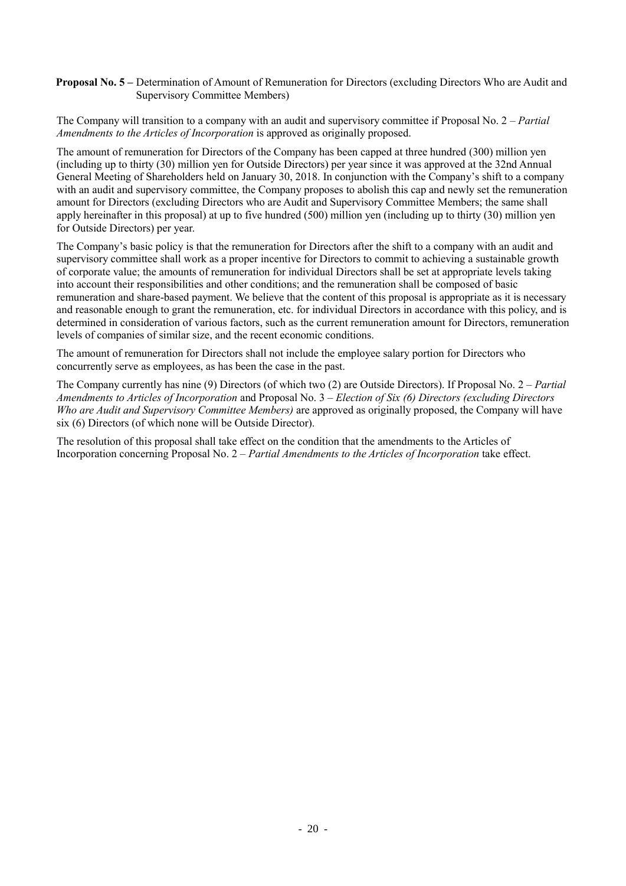**Proposal No. 5 –** Determination of Amount of Remuneration for Directors (excluding Directors Who are Audit and Supervisory Committee Members)

The Company will transition to a company with an audit and supervisory committee if Proposal No. 2 – *Partial Amendments to the Articles of Incorporation* is approved as originally proposed.

The amount of remuneration for Directors of the Company has been capped at three hundred (300) million yen (including up to thirty (30) million yen for Outside Directors) per year since it was approved at the 32nd Annual General Meeting of Shareholders held on January 30, 2018. In conjunction with the Company's shift to a company with an audit and supervisory committee, the Company proposes to abolish this cap and newly set the remuneration amount for Directors (excluding Directors who are Audit and Supervisory Committee Members; the same shall apply hereinafter in this proposal) at up to five hundred (500) million yen (including up to thirty (30) million yen for Outside Directors) per year.

The Company's basic policy is that the remuneration for Directors after the shift to a company with an audit and supervisory committee shall work as a proper incentive for Directors to commit to achieving a sustainable growth of corporate value; the amounts of remuneration for individual Directors shall be set at appropriate levels taking into account their responsibilities and other conditions; and the remuneration shall be composed of basic remuneration and share-based payment. We believe that the content of this proposal is appropriate as it is necessary and reasonable enough to grant the remuneration, etc. for individual Directors in accordance with this policy, and is determined in consideration of various factors, such as the current remuneration amount for Directors, remuneration levels of companies of similar size, and the recent economic conditions.

The amount of remuneration for Directors shall not include the employee salary portion for Directors who concurrently serve as employees, as has been the case in the past.

The Company currently has nine (9) Directors (of which two (2) are Outside Directors). If Proposal No. 2 – *Partial Amendments to Articles of Incorporation* and Proposal No. 3 – *Election of Six (6) Directors (excluding Directors Who are Audit and Supervisory Committee Members)* are approved as originally proposed, the Company will have six (6) Directors (of which none will be Outside Director).

The resolution of this proposal shall take effect on the condition that the amendments to the Articles of Incorporation concerning Proposal No. 2 – *Partial Amendments to the Articles of Incorporation* take effect.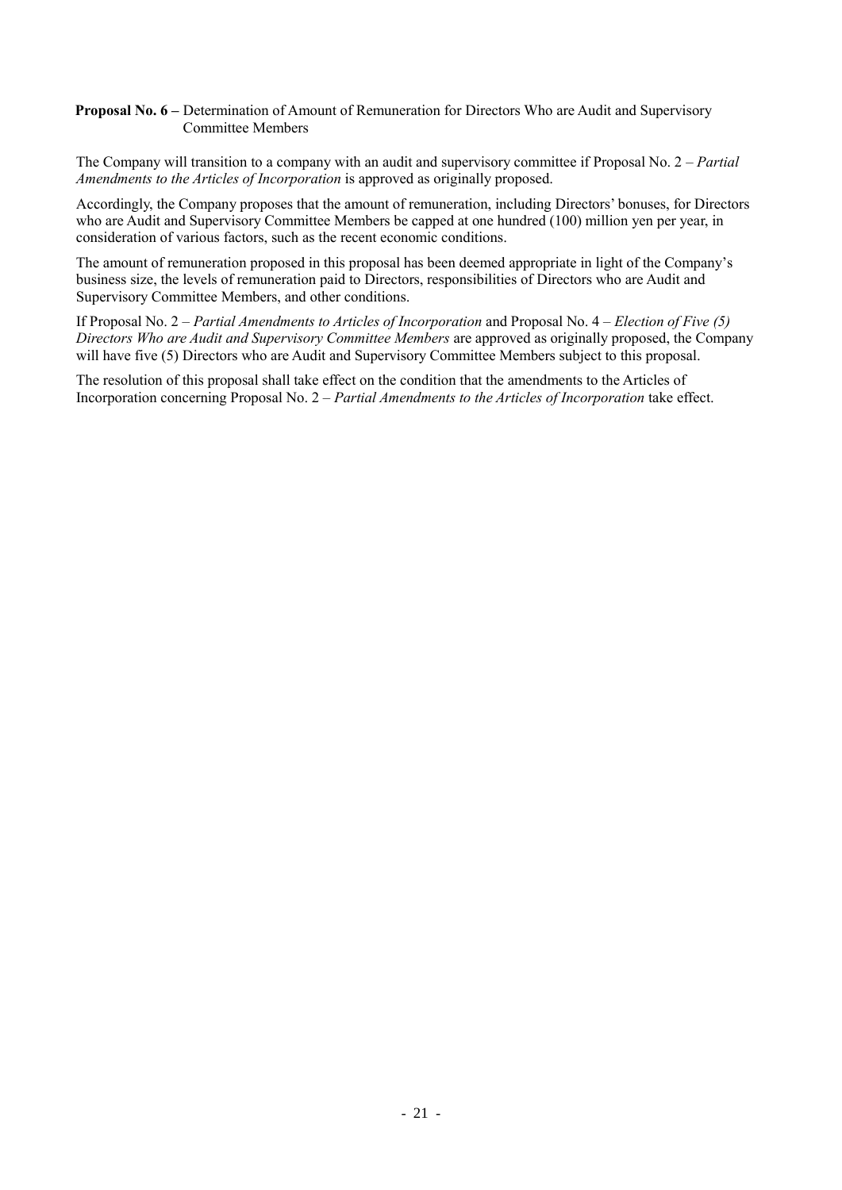**Proposal No. 6 –** Determination of Amount of Remuneration for Directors Who are Audit and Supervisory Committee Members

The Company will transition to a company with an audit and supervisory committee if Proposal No. 2 – *Partial Amendments to the Articles of Incorporation* is approved as originally proposed.

Accordingly, the Company proposes that the amount of remuneration, including Directors' bonuses, for Directors who are Audit and Supervisory Committee Members be capped at one hundred (100) million yen per year, in consideration of various factors, such as the recent economic conditions.

The amount of remuneration proposed in this proposal has been deemed appropriate in light of the Company's business size, the levels of remuneration paid to Directors, responsibilities of Directors who are Audit and Supervisory Committee Members, and other conditions.

If Proposal No. 2 – *Partial Amendments to Articles of Incorporation* and Proposal No. 4 – *Election of Five (5) Directors Who are Audit and Supervisory Committee Members* are approved as originally proposed, the Company will have five (5) Directors who are Audit and Supervisory Committee Members subject to this proposal.

The resolution of this proposal shall take effect on the condition that the amendments to the Articles of Incorporation concerning Proposal No. 2 – *Partial Amendments to the Articles of Incorporation* take effect.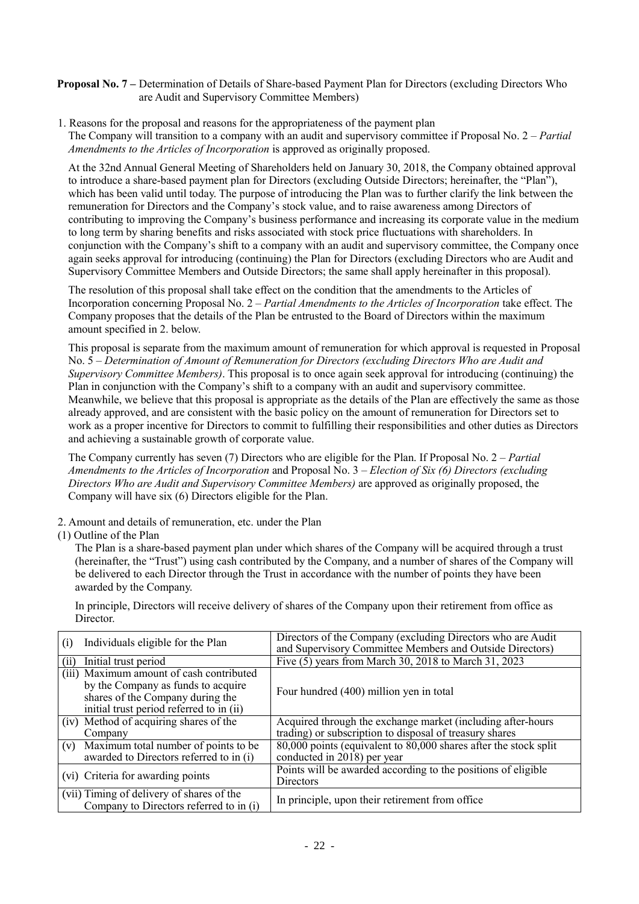**Proposal No. 7 –** Determination of Details of Share-based Payment Plan for Directors (excluding Directors Who are Audit and Supervisory Committee Members)

1. Reasons for the proposal and reasons for the appropriateness of the payment plan

The Company will transition to a company with an audit and supervisory committee if Proposal No. 2 – *Partial Amendments to the Articles of Incorporation* is approved as originally proposed.

At the 32nd Annual General Meeting of Shareholders held on January 30, 2018, the Company obtained approval to introduce a share-based payment plan for Directors (excluding Outside Directors; hereinafter, the "Plan"), which has been valid until today. The purpose of introducing the Plan was to further clarify the link between the remuneration for Directors and the Company's stock value, and to raise awareness among Directors of contributing to improving the Company's business performance and increasing its corporate value in the medium to long term by sharing benefits and risks associated with stock price fluctuations with shareholders. In conjunction with the Company's shift to a company with an audit and supervisory committee, the Company once again seeks approval for introducing (continuing) the Plan for Directors (excluding Directors who are Audit and Supervisory Committee Members and Outside Directors; the same shall apply hereinafter in this proposal).

The resolution of this proposal shall take effect on the condition that the amendments to the Articles of Incorporation concerning Proposal No. 2 – *Partial Amendments to the Articles of Incorporation* take effect. The Company proposes that the details of the Plan be entrusted to the Board of Directors within the maximum amount specified in 2. below.

This proposal is separate from the maximum amount of remuneration for which approval is requested in Proposal No. 5 – *Determination of Amount of Remuneration for Directors (excluding Directors Who are Audit and Supervisory Committee Members)*. This proposal is to once again seek approval for introducing (continuing) the Plan in conjunction with the Company's shift to a company with an audit and supervisory committee. Meanwhile, we believe that this proposal is appropriate as the details of the Plan are effectively the same as those already approved, and are consistent with the basic policy on the amount of remuneration for Directors set to work as a proper incentive for Directors to commit to fulfilling their responsibilities and other duties as Directors and achieving a sustainable growth of corporate value.

The Company currently has seven (7) Directors who are eligible for the Plan. If Proposal No. 2 – *Partial Amendments to the Articles of Incorporation* and Proposal No. 3 – *Election of Six (6) Directors (excluding Directors Who are Audit and Supervisory Committee Members)* are approved as originally proposed, the Company will have six (6) Directors eligible for the Plan.

2. Amount and details of remuneration, etc. under the Plan

(1) Outline of the Plan

The Plan is a share-based payment plan under which shares of the Company will be acquired through a trust (hereinafter, the "Trust") using cash contributed by the Company, and a number of shares of the Company will be delivered to each Director through the Trust in accordance with the number of points they have been awarded by the Company.

In principle, Directors will receive delivery of shares of the Company upon their retirement from office as Director.

| Item | Details |
| --- | --- |
| (i) Individuals eligible for the Plan | Directors of the Company (excluding Directors who are Audit and Supervisory Committee Members and Outside Directors) |
| (ii) Initial trust period | Five (5) years from March 30, 2018 to March 31, 2023 |
| (iii) Maximum amount of cash contributed by the Company as funds to acquire shares of the Company during the initial trust period referred to in (ii) | Four hundred (400) million yen in total |
| (iv) Method of acquiring shares of the Company | Acquired through the exchange market (including after-hours trading) or subscription to disposal of treasury shares |
| (v) Maximum total number of points to be awarded to Directors referred to in (i) | 80,000 points (equivalent to 80,000 shares after the stock split conducted in 2018) per year |
| (vi) Criteria for awarding points | Points will be awarded according to the positions of eligible Directors |
| (vii) Timing of delivery of shares of the Company to Directors referred to in (i) | In principle, upon their retirement from office |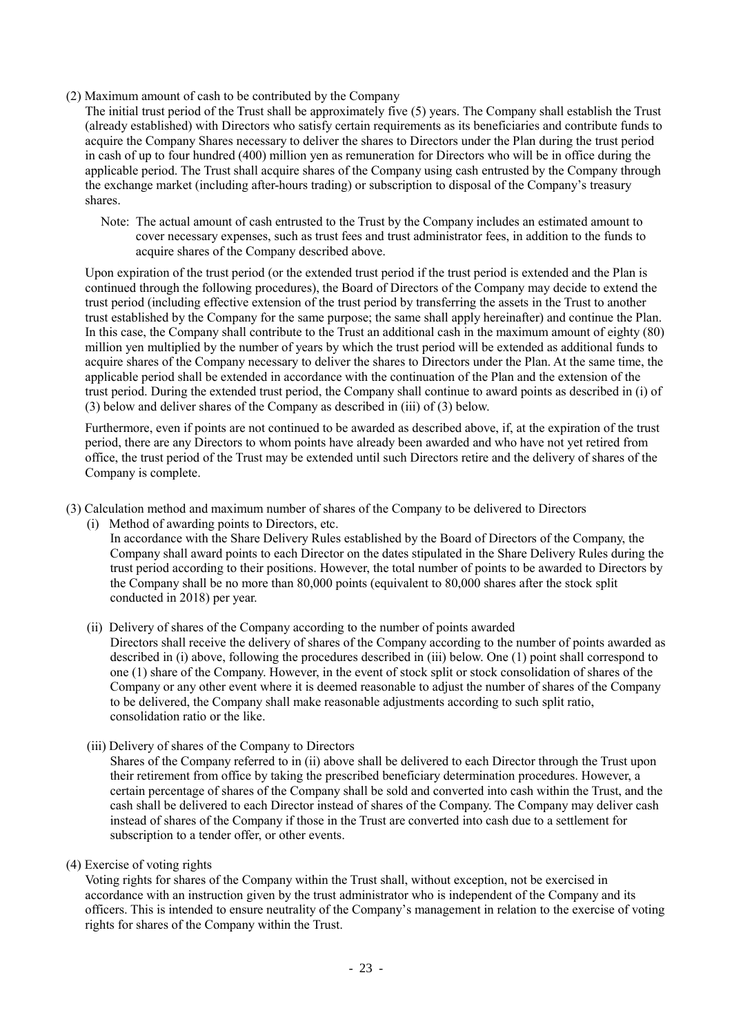(2) Maximum amount of cash to be contributed by the Company

The initial trust period of the Trust shall be approximately five (5) years. The Company shall establish the Trust (already established) with Directors who satisfy certain requirements as its beneficiaries and contribute funds to acquire the Company Shares necessary to deliver the shares to Directors under the Plan during the trust period in cash of up to four hundred (400) million yen as remuneration for Directors who will be in office during the applicable period. The Trust shall acquire shares of the Company using cash entrusted by the Company through the exchange market (including after-hours trading) or subscription to disposal of the Company's treasury shares.

Note: The actual amount of cash entrusted to the Trust by the Company includes an estimated amount to cover necessary expenses, such as trust fees and trust administrator fees, in addition to the funds to acquire shares of the Company described above.

Upon expiration of the trust period (or the extended trust period if the trust period is extended and the Plan is continued through the following procedures), the Board of Directors of the Company may decide to extend the trust period (including effective extension of the trust period by transferring the assets in the Trust to another trust established by the Company for the same purpose; the same shall apply hereinafter) and continue the Plan. In this case, the Company shall contribute to the Trust an additional cash in the maximum amount of eighty (80) million yen multiplied by the number of years by which the trust period will be extended as additional funds to acquire shares of the Company necessary to deliver the shares to Directors under the Plan. At the same time, the applicable period shall be extended in accordance with the continuation of the Plan and the extension of the trust period. During the extended trust period, the Company shall continue to award points as described in (i) of (3) below and deliver shares of the Company as described in (iii) of (3) below.

Furthermore, even if points are not continued to be awarded as described above, if, at the expiration of the trust period, there are any Directors to whom points have already been awarded and who have not yet retired from office, the trust period of the Trust may be extended until such Directors retire and the delivery of shares of the Company is complete.

(3) Calculation method and maximum number of shares of the Company to be delivered to Directors

(i) Method of awarding points to Directors, etc.

In accordance with the Share Delivery Rules established by the Board of Directors of the Company, the Company shall award points to each Director on the dates stipulated in the Share Delivery Rules during the trust period according to their positions. However, the total number of points to be awarded to Directors by the Company shall be no more than 80,000 points (equivalent to 80,000 shares after the stock split conducted in 2018) per year.

(ii) Delivery of shares of the Company according to the number of points awarded

Directors shall receive the delivery of shares of the Company according to the number of points awarded as described in (i) above, following the procedures described in (iii) below. One (1) point shall correspond to one (1) share of the Company. However, in the event of stock split or stock consolidation of shares of the Company or any other event where it is deemed reasonable to adjust the number of shares of the Company to be delivered, the Company shall make reasonable adjustments according to such split ratio, consolidation ratio or the like.

(iii) Delivery of shares of the Company to Directors

Shares of the Company referred to in (ii) above shall be delivered to each Director through the Trust upon their retirement from office by taking the prescribed beneficiary determination procedures. However, a certain percentage of shares of the Company shall be sold and converted into cash within the Trust, and the cash shall be delivered to each Director instead of shares of the Company. The Company may deliver cash instead of shares of the Company if those in the Trust are converted into cash due to a settlement for subscription to a tender offer, or other events.

(4) Exercise of voting rights

Voting rights for shares of the Company within the Trust shall, without exception, not be exercised in accordance with an instruction given by the trust administrator who is independent of the Company and its officers. This is intended to ensure neutrality of the Company's management in relation to the exercise of voting rights for shares of the Company within the Trust.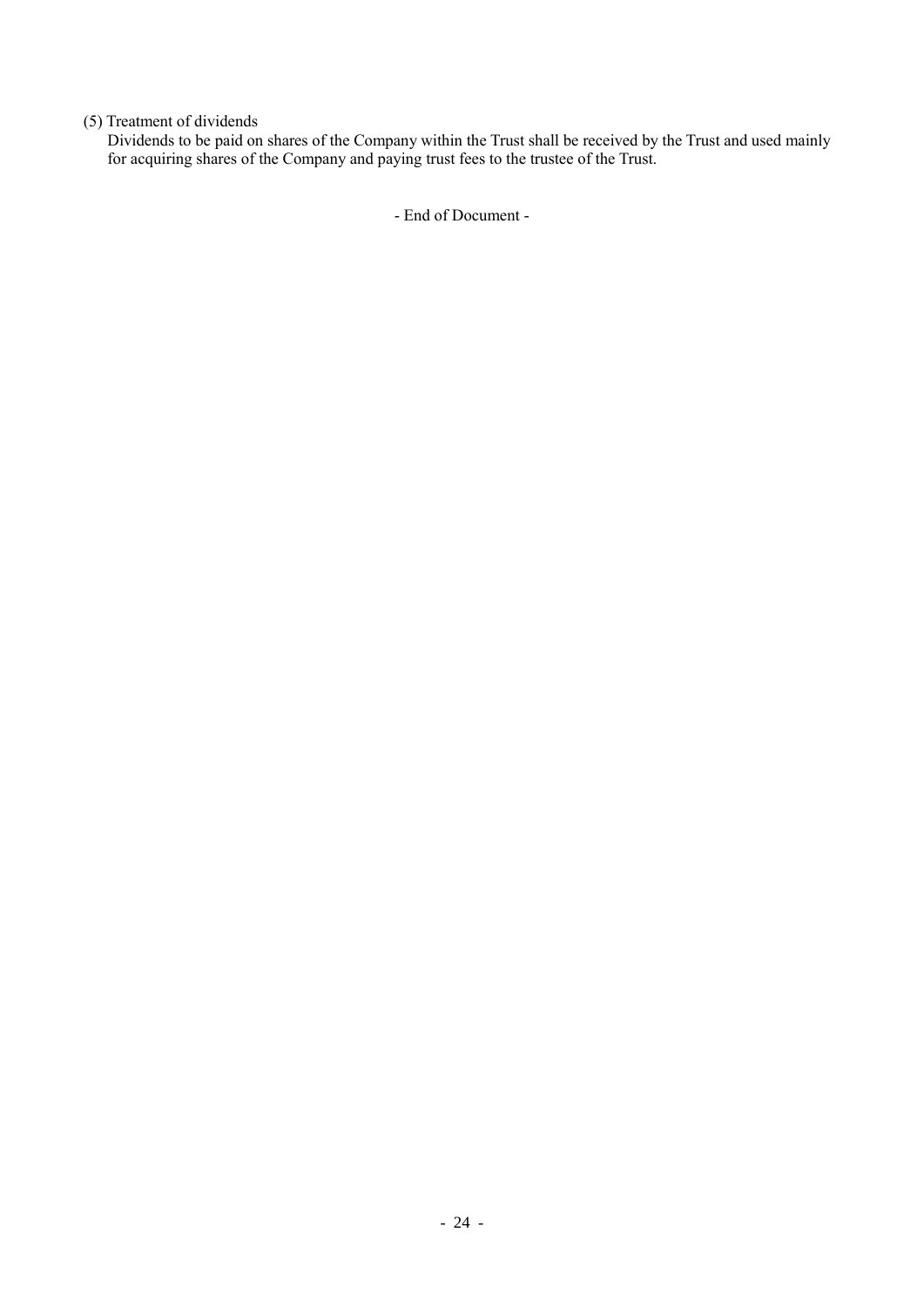(5) Treatment of dividends

Dividends to be paid on shares of the Company within the Trust shall be received by the Trust and used mainly for acquiring shares of the Company and paying trust fees to the trustee of the Trust.

- End of Document -